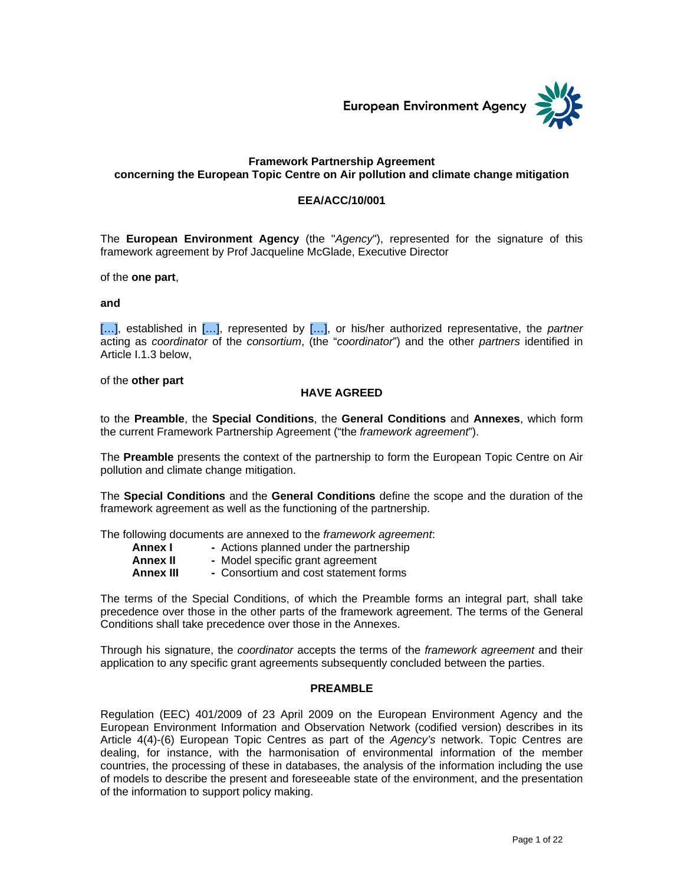European Environment Agency

**Framework Partnership Agreement**
**concerning the European Topic Centre on Air pollution and climate change mitigation**

**EEA/ACC/10/001**

The **European Environment Agency** (the "*Agency*"), represented for the signature of this framework agreement by Prof Jacqueline McGlade, Executive Director

of the **one part**,

**and**

[…], established in […], represented by […], or his/her authorized representative, the *partner* acting as *coordinator* of the *consortium*, (the "*coordinator*") and the other *partners* identified in Article I.1.3 below,

of the **other part**

**HAVE AGREED**

to the **Preamble**, the **Special Conditions**, the **General Conditions** and **Annexes**, which form the current Framework Partnership Agreement ("the *framework agreement*").

The **Preamble** presents the context of the partnership to form the European Topic Centre on Air pollution and climate change mitigation.

The **Special Conditions** and the **General Conditions** define the scope and the duration of the framework agreement as well as the functioning of the partnership.

The following documents are annexed to the *framework agreement*:

- **Annex I** - Actions planned under the partnership
- **Annex II** - Model specific grant agreement
- **Annex III** - Consortium and cost statement forms

The terms of the Special Conditions, of which the Preamble forms an integral part, shall take precedence over those in the other parts of the framework agreement. The terms of the General Conditions shall take precedence over those in the Annexes.

Through his signature, the *coordinator* accepts the terms of the *framework agreement* and their application to any specific grant agreements subsequently concluded between the parties.

## PREAMBLE

Regulation (EEC) 401/2009 of 23 April 2009 on the European Environment Agency and the European Environment Information and Observation Network (codified version) describes in its Article 4(4)-(6) European Topic Centres as part of the *Agency's* network. Topic Centres are dealing, for instance, with the harmonisation of environmental information of the member countries, the processing of these in databases, the analysis of the information including the use of models to describe the present and foreseeable state of the environment, and the presentation of the information to support policy making.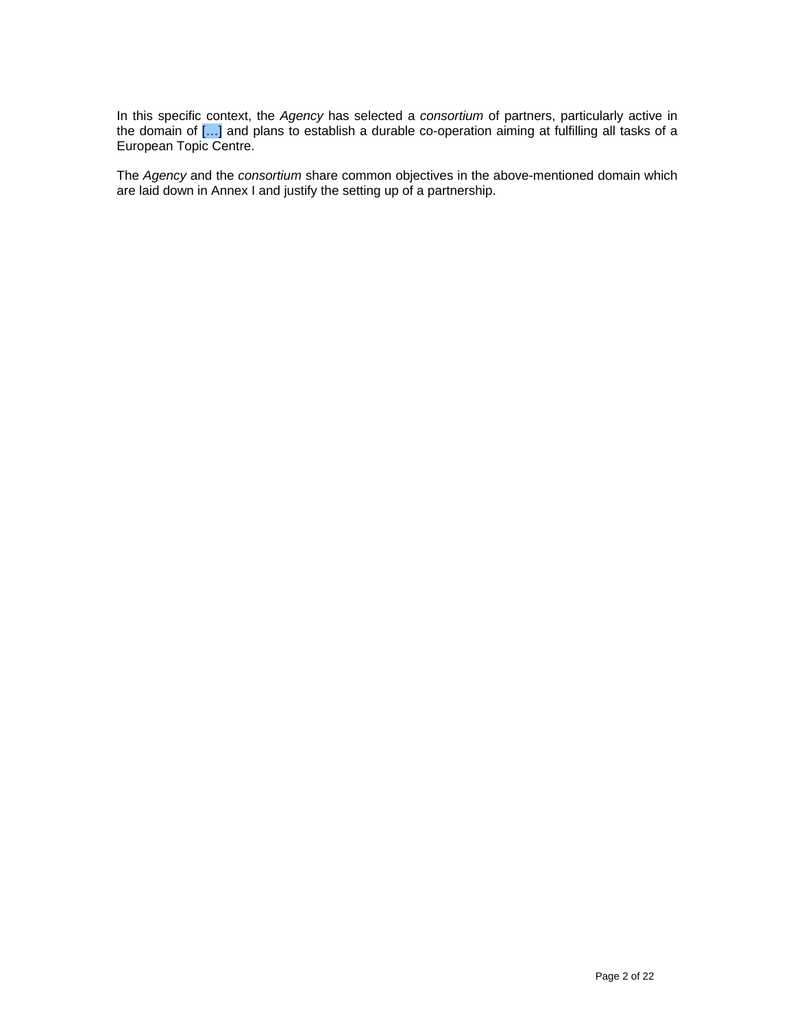In this specific context, the *Agency* has selected a *consortium* of partners, particularly active in the domain of […] and plans to establish a durable co-operation aiming at fulfilling all tasks of a European Topic Centre.

The *Agency* and the *consortium* share common objectives in the above-mentioned domain which are laid down in Annex I and justify the setting up of a partnership.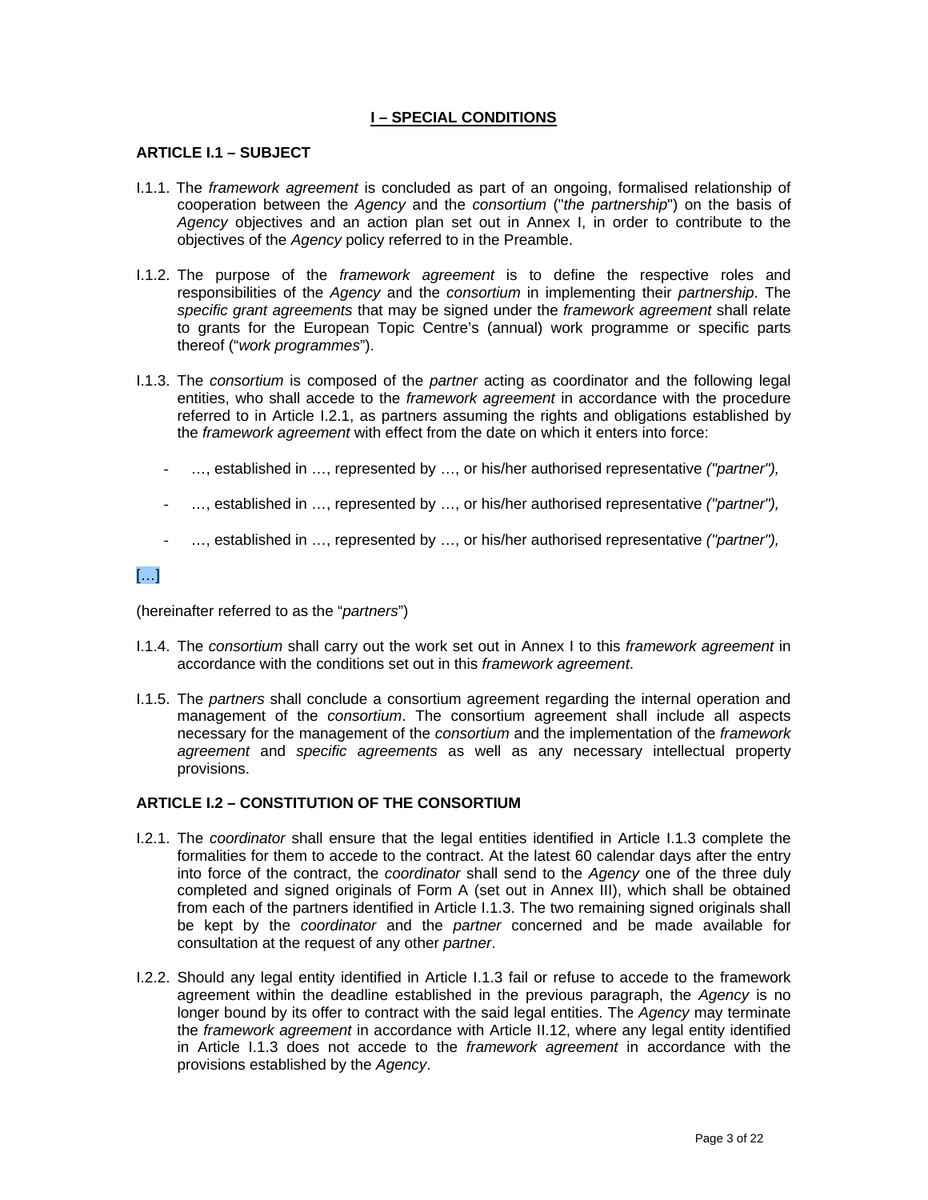## I – SPECIAL CONDITIONS

### ARTICLE I.1 – SUBJECT

I.1.1. The *framework agreement* is concluded as part of an ongoing, formalised relationship of cooperation between the *Agency* and the *consortium* ("*the partnership*") on the basis of *Agency* objectives and an action plan set out in Annex I, in order to contribute to the objectives of the *Agency* policy referred to in the Preamble.

I.1.2. The purpose of the *framework agreement* is to define the respective roles and responsibilities of the *Agency* and the *consortium* in implementing their *partnership*. The *specific grant agreements* that may be signed under the *framework agreement* shall relate to grants for the European Topic Centre's (annual) work programme or specific parts thereof ("*work programmes*").

I.1.3. The *consortium* is composed of the *partner* acting as coordinator and the following legal entities, who shall accede to the *framework agreement* in accordance with the procedure referred to in Article I.2.1, as partners assuming the rights and obligations established by the *framework agreement* with effect from the date on which it enters into force:

- …, established in …, represented by …, or his/her authorised representative *("partner"),*
- …, established in …, represented by …, or his/her authorised representative *("partner"),*
- …, established in …, represented by …, or his/her authorised representative *("partner"),*

[…]

(hereinafter referred to as the "*partners*")

I.1.4. The *consortium* shall carry out the work set out in Annex I to this *framework agreement* in accordance with the conditions set out in this *framework agreement*.

I.1.5. The *partners* shall conclude a consortium agreement regarding the internal operation and management of the *consortium*. The consortium agreement shall include all aspects necessary for the management of the *consortium* and the implementation of the *framework agreement* and *specific agreements* as well as any necessary intellectual property provisions.

### ARTICLE I.2 – CONSTITUTION OF THE CONSORTIUM

I.2.1. The *coordinator* shall ensure that the legal entities identified in Article I.1.3 complete the formalities for them to accede to the contract. At the latest 60 calendar days after the entry into force of the contract, the *coordinator* shall send to the *Agency* one of the three duly completed and signed originals of Form A (set out in Annex III), which shall be obtained from each of the partners identified in Article I.1.3. The two remaining signed originals shall be kept by the *coordinator* and the *partner* concerned and be made available for consultation at the request of any other *partner*.

I.2.2. Should any legal entity identified in Article I.1.3 fail or refuse to accede to the framework agreement within the deadline established in the previous paragraph, the *Agency* is no longer bound by its offer to contract with the said legal entities. The *Agency* may terminate the *framework agreement* in accordance with Article II.12, where any legal entity identified in Article I.1.3 does not accede to the *framework agreement* in accordance with the provisions established by the *Agency*.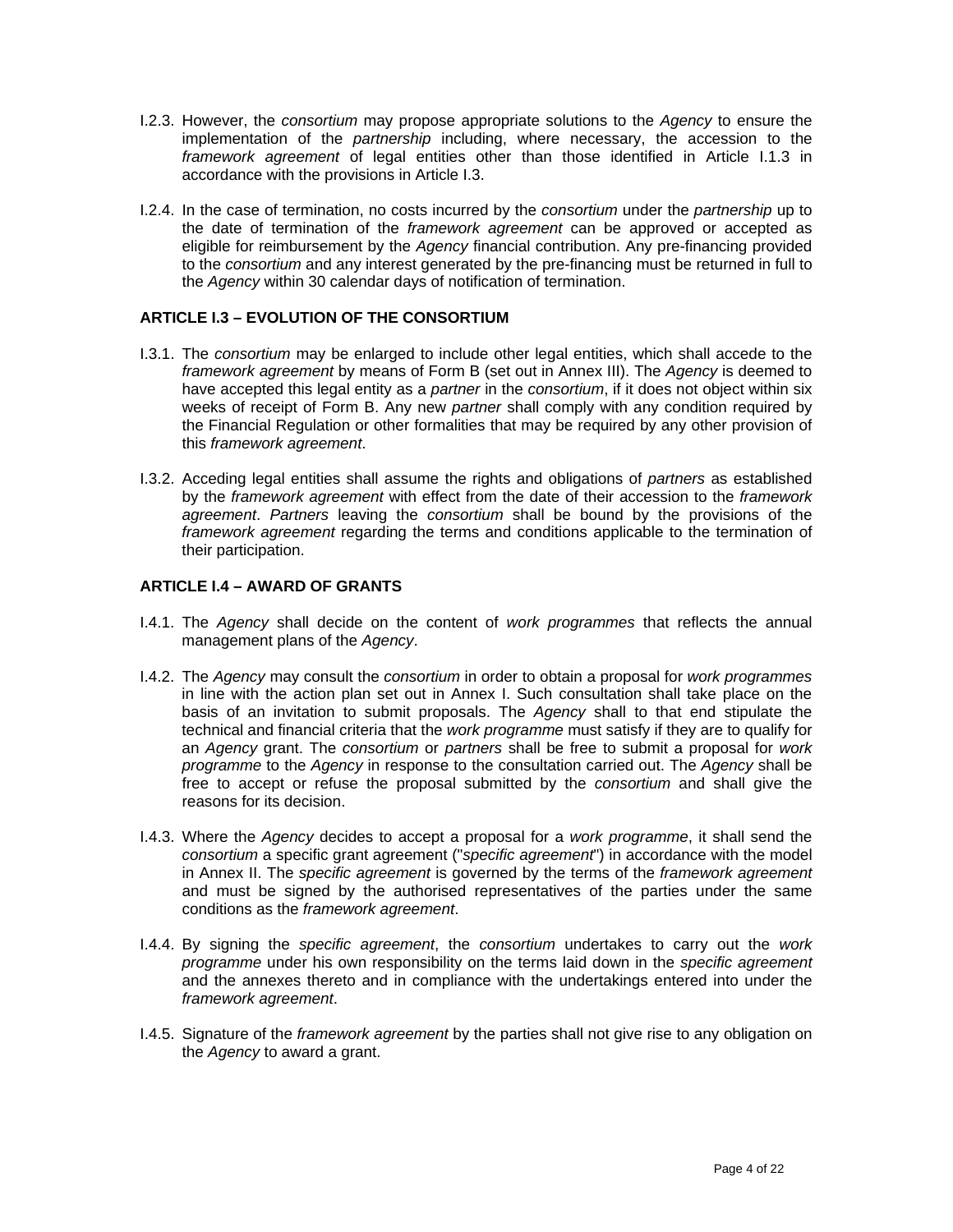I.2.3. However, the *consortium* may propose appropriate solutions to the *Agency* to ensure the implementation of the *partnership* including, where necessary, the accession to the *framework agreement* of legal entities other than those identified in Article I.1.3 in accordance with the provisions in Article I.3.

I.2.4. In the case of termination, no costs incurred by the *consortium* under the *partnership* up to the date of termination of the *framework agreement* can be approved or accepted as eligible for reimbursement by the *Agency* financial contribution. Any pre-financing provided to the *consortium* and any interest generated by the pre-financing must be returned in full to the *Agency* within 30 calendar days of notification of termination.

**ARTICLE I.3 – EVOLUTION OF THE CONSORTIUM**

I.3.1. The *consortium* may be enlarged to include other legal entities, which shall accede to the *framework agreement* by means of Form B (set out in Annex III). The *Agency* is deemed to have accepted this legal entity as a *partner* in the *consortium*, if it does not object within six weeks of receipt of Form B. Any new *partner* shall comply with any condition required by the Financial Regulation or other formalities that may be required by any other provision of this *framework agreement*.

I.3.2. Acceding legal entities shall assume the rights and obligations of *partners* as established by the *framework agreement* with effect from the date of their accession to the *framework agreement*. *Partners* leaving the *consortium* shall be bound by the provisions of the *framework agreement* regarding the terms and conditions applicable to the termination of their participation.

**ARTICLE I.4 – AWARD OF GRANTS**

I.4.1. The *Agency* shall decide on the content of *work programmes* that reflects the annual management plans of the *Agency*.

I.4.2. The *Agency* may consult the *consortium* in order to obtain a proposal for *work programmes* in line with the action plan set out in Annex I. Such consultation shall take place on the basis of an invitation to submit proposals. The *Agency* shall to that end stipulate the technical and financial criteria that the *work programme* must satisfy if they are to qualify for an *Agency* grant. The *consortium* or *partners* shall be free to submit a proposal for *work programme* to the *Agency* in response to the consultation carried out. The *Agency* shall be free to accept or refuse the proposal submitted by the *consortium* and shall give the reasons for its decision.

I.4.3. Where the *Agency* decides to accept a proposal for a *work programme*, it shall send the *consortium* a specific grant agreement ("*specific agreement*") in accordance with the model in Annex II. The *specific agreement* is governed by the terms of the *framework agreement* and must be signed by the authorised representatives of the parties under the same conditions as the *framework agreement*.

I.4.4. By signing the *specific agreement*, the *consortium* undertakes to carry out the *work programme* under his own responsibility on the terms laid down in the *specific agreement* and the annexes thereto and in compliance with the undertakings entered into under the *framework agreement*.

I.4.5. Signature of the *framework agreement* by the parties shall not give rise to any obligation on the *Agency* to award a grant.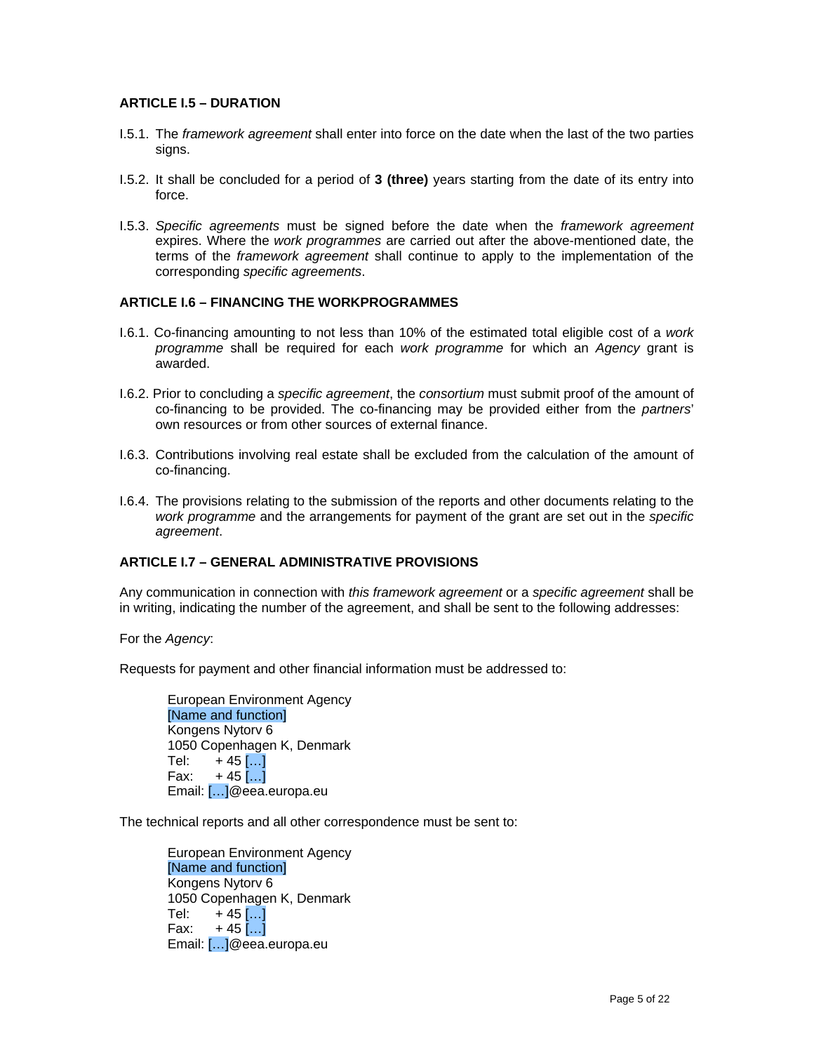**ARTICLE I.5 – DURATION**

I.5.1. The *framework agreement* shall enter into force on the date when the last of the two parties signs.

I.5.2. It shall be concluded for a period of **3 (three)** years starting from the date of its entry into force.

I.5.3. *Specific agreements* must be signed before the date when the *framework agreement* expires. Where the *work programmes* are carried out after the above-mentioned date, the terms of the *framework agreement* shall continue to apply to the implementation of the corresponding *specific agreements*.

**ARTICLE I.6 – FINANCING THE WORKPROGRAMMES**

I.6.1. Co-financing amounting to not less than 10% of the estimated total eligible cost of a *work programme* shall be required for each *work programme* for which an *Agency* grant is awarded.

I.6.2. Prior to concluding a *specific agreement*, the *consortium* must submit proof of the amount of co-financing to be provided. The co-financing may be provided either from the *partners*' own resources or from other sources of external finance.

I.6.3. Contributions involving real estate shall be excluded from the calculation of the amount of co-financing.

I.6.4. The provisions relating to the submission of the reports and other documents relating to the *work programme* and the arrangements for payment of the grant are set out in the *specific agreement*.

**ARTICLE I.7 – GENERAL ADMINISTRATIVE PROVISIONS**

Any communication in connection with *this framework agreement* or a *specific agreement* shall be in writing, indicating the number of the agreement, and shall be sent to the following addresses:

For the *Agency*:

Requests for payment and other financial information must be addressed to:

European Environment Agency
[Name and function]
Kongens Nytorv 6
1050 Copenhagen K, Denmark
Tel: + 45 […]
Fax: + 45 […]
Email: […]@eea.europa.eu

The technical reports and all other correspondence must be sent to:

European Environment Agency
[Name and function]
Kongens Nytorv 6
1050 Copenhagen K, Denmark
Tel: + 45 […]
Fax: + 45 […]
Email: […]@eea.europa.eu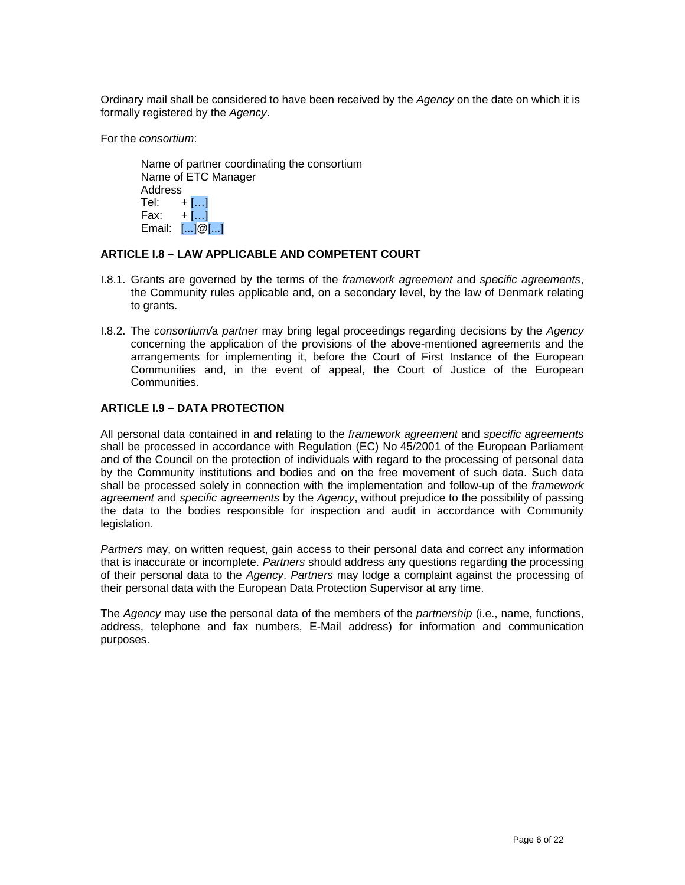Ordinary mail shall be considered to have been received by the *Agency* on the date on which it is formally registered by the *Agency*.

For the *consortium*:

> Name of partner coordinating the consortium
> Name of ETC Manager
> Address
> Tel: + […]
> Fax: + […]
> Email: […]@[…]

**ARTICLE I.8 – LAW APPLICABLE AND COMPETENT COURT**

I.8.1. Grants are governed by the terms of the *framework agreement* and *specific agreements*, the Community rules applicable and, on a secondary level, by the law of Denmark relating to grants.

I.8.2. The *consortium/*a *partner* may bring legal proceedings regarding decisions by the *Agency* concerning the application of the provisions of the above-mentioned agreements and the arrangements for implementing it, before the Court of First Instance of the European Communities and, in the event of appeal, the Court of Justice of the European Communities.

**ARTICLE I.9 – DATA PROTECTION**

All personal data contained in and relating to the *framework agreement* and *specific agreements* shall be processed in accordance with Regulation (EC) No 45/2001 of the European Parliament and of the Council on the protection of individuals with regard to the processing of personal data by the Community institutions and bodies and on the free movement of such data. Such data shall be processed solely in connection with the implementation and follow-up of the *framework agreement* and *specific agreements* by the *Agency*, without prejudice to the possibility of passing the data to the bodies responsible for inspection and audit in accordance with Community legislation.

*Partners* may, on written request, gain access to their personal data and correct any information that is inaccurate or incomplete. *Partners* should address any questions regarding the processing of their personal data to the *Agency*. *Partners* may lodge a complaint against the processing of their personal data with the European Data Protection Supervisor at any time.

The *Agency* may use the personal data of the members of the *partnership* (i.e., name, functions, address, telephone and fax numbers, E-Mail address) for information and communication purposes.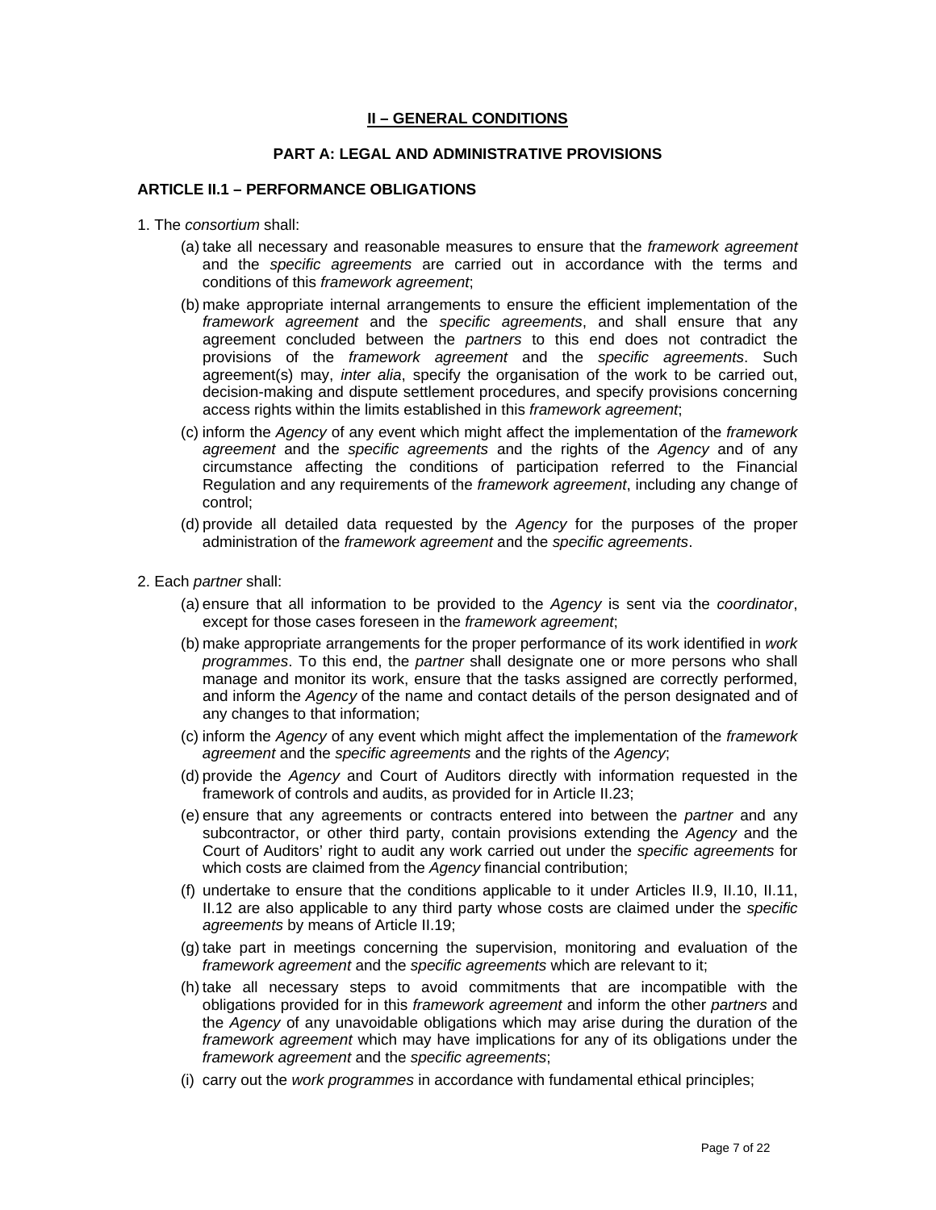## II – GENERAL CONDITIONS

### PART A: LEGAL AND ADMINISTRATIVE PROVISIONS

#### ARTICLE II.1 – PERFORMANCE OBLIGATIONS

1. The *consortium* shall:

   (a) take all necessary and reasonable measures to ensure that the *framework agreement* and the *specific agreements* are carried out in accordance with the terms and conditions of this *framework agreement*;

   (b) make appropriate internal arrangements to ensure the efficient implementation of the *framework agreement* and the *specific agreements*, and shall ensure that any agreement concluded between the *partners* to this end does not contradict the provisions of the *framework agreement* and the *specific agreements*. Such agreement(s) may, *inter alia*, specify the organisation of the work to be carried out, decision-making and dispute settlement procedures, and specify provisions concerning access rights within the limits established in this *framework agreement*;

   (c) inform the *Agency* of any event which might affect the implementation of the *framework agreement* and the *specific agreements* and the rights of the *Agency* and of any circumstance affecting the conditions of participation referred to the Financial Regulation and any requirements of the *framework agreement*, including any change of control;

   (d) provide all detailed data requested by the *Agency* for the purposes of the proper administration of the *framework agreement* and the *specific agreements*.

2. Each *partner* shall:

   (a) ensure that all information to be provided to the *Agency* is sent via the *coordinator*, except for those cases foreseen in the *framework agreement*;

   (b) make appropriate arrangements for the proper performance of its work identified in *work programmes*. To this end, the *partner* shall designate one or more persons who shall manage and monitor its work, ensure that the tasks assigned are correctly performed, and inform the *Agency* of the name and contact details of the person designated and of any changes to that information;

   (c) inform the *Agency* of any event which might affect the implementation of the *framework agreement* and the *specific agreements* and the rights of the *Agency*;

   (d) provide the *Agency* and Court of Auditors directly with information requested in the framework of controls and audits, as provided for in Article II.23;

   (e) ensure that any agreements or contracts entered into between the *partner* and any subcontractor, or other third party, contain provisions extending the *Agency* and the Court of Auditors' right to audit any work carried out under the *specific agreements* for which costs are claimed from the *Agency* financial contribution;

   (f) undertake to ensure that the conditions applicable to it under Articles II.9, II.10, II.11, II.12 are also applicable to any third party whose costs are claimed under the *specific agreements* by means of Article II.19;

   (g) take part in meetings concerning the supervision, monitoring and evaluation of the *framework agreement* and the *specific agreements* which are relevant to it;

   (h) take all necessary steps to avoid commitments that are incompatible with the obligations provided for in this *framework agreement* and inform the other *partners* and the *Agency* of any unavoidable obligations which may arise during the duration of the *framework agreement* which may have implications for any of its obligations under the *framework agreement* and the *specific agreements*;

   (i) carry out the *work programmes* in accordance with fundamental ethical principles;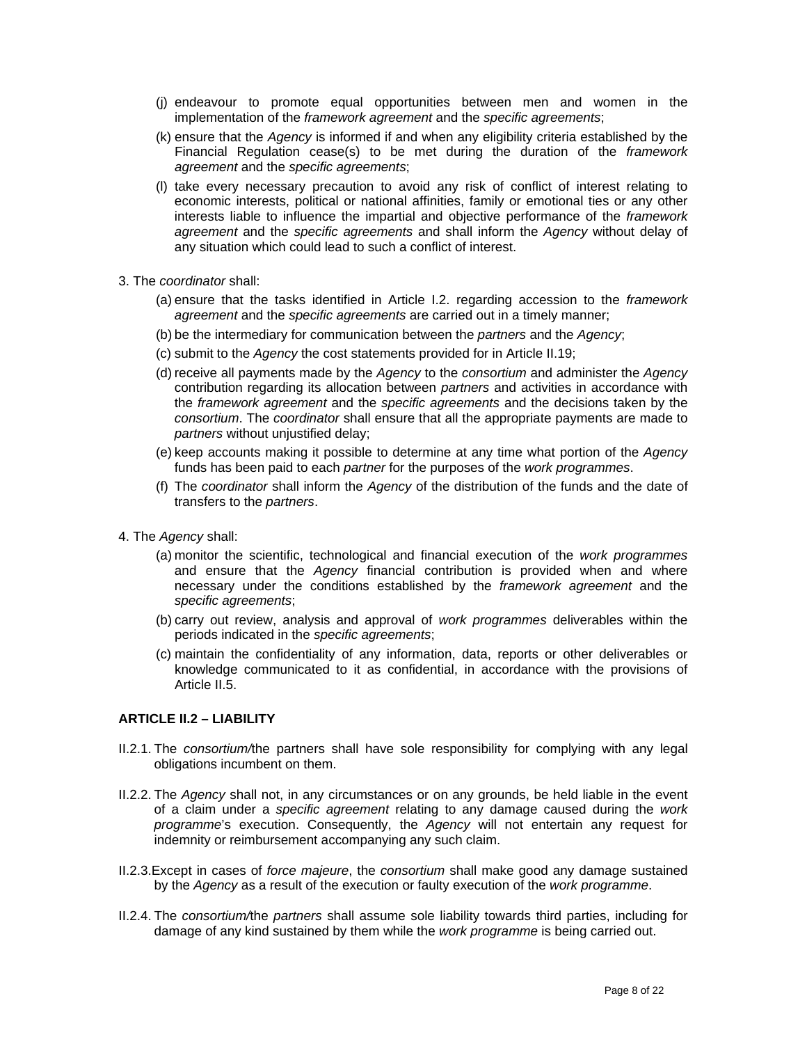(j) endeavour to promote equal opportunities between men and women in the implementation of the *framework agreement* and the *specific agreements*;

(k) ensure that the *Agency* is informed if and when any eligibility criteria established by the Financial Regulation cease(s) to be met during the duration of the *framework agreement* and the *specific agreements*;

(l) take every necessary precaution to avoid any risk of conflict of interest relating to economic interests, political or national affinities, family or emotional ties or any other interests liable to influence the impartial and objective performance of the *framework agreement* and the *specific agreements* and shall inform the *Agency* without delay of any situation which could lead to such a conflict of interest.

3. The *coordinator* shall:

(a) ensure that the tasks identified in Article I.2. regarding accession to the *framework agreement* and the *specific agreements* are carried out in a timely manner;

(b) be the intermediary for communication between the *partners* and the *Agency*;

(c) submit to the *Agency* the cost statements provided for in Article II.19;

(d) receive all payments made by the *Agency* to the *consortium* and administer the *Agency* contribution regarding its allocation between *partners* and activities in accordance with the *framework agreement* and the *specific agreements* and the decisions taken by the *consortium*. The *coordinator* shall ensure that all the appropriate payments are made to *partners* without unjustified delay;

(e) keep accounts making it possible to determine at any time what portion of the *Agency* funds has been paid to each *partner* for the purposes of the *work programmes*.

(f) The *coordinator* shall inform the *Agency* of the distribution of the funds and the date of transfers to the *partners*.

4. The *Agency* shall:

(a) monitor the scientific, technological and financial execution of the *work programmes* and ensure that the *Agency* financial contribution is provided when and where necessary under the conditions established by the *framework agreement* and the *specific agreements*;

(b) carry out review, analysis and approval of *work programmes* deliverables within the periods indicated in the *specific agreements*;

(c) maintain the confidentiality of any information, data, reports or other deliverables or knowledge communicated to it as confidential, in accordance with the provisions of Article II.5.

**ARTICLE II.2 – LIABILITY**

II.2.1. The *consortium/*the partners shall have sole responsibility for complying with any legal obligations incumbent on them.

II.2.2. The *Agency* shall not, in any circumstances or on any grounds, be held liable in the event of a claim under a *specific agreement* relating to any damage caused during the *work programme*'s execution. Consequently, the *Agency* will not entertain any request for indemnity or reimbursement accompanying any such claim.

II.2.3. Except in cases of *force majeure*, the *consortium* shall make good any damage sustained by the *Agency* as a result of the execution or faulty execution of the *work programme*.

II.2.4. The *consortium/*the *partners* shall assume sole liability towards third parties, including for damage of any kind sustained by them while the *work programme* is being carried out.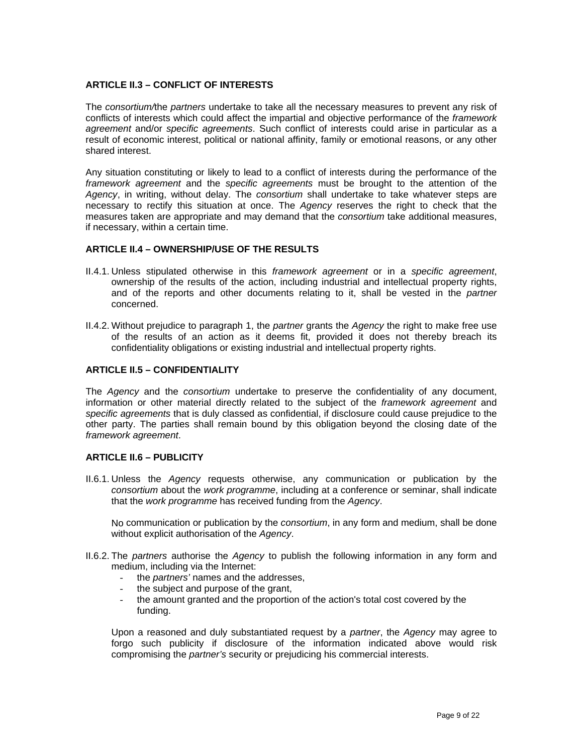### ARTICLE II.3 – CONFLICT OF INTERESTS

The *consortium/*the *partners* undertake to take all the necessary measures to prevent any risk of conflicts of interests which could affect the impartial and objective performance of the *framework agreement* and/or *specific agreements*. Such conflict of interests could arise in particular as a result of economic interest, political or national affinity, family or emotional reasons, or any other shared interest.

Any situation constituting or likely to lead to a conflict of interests during the performance of the *framework agreement* and the *specific agreements* must be brought to the attention of the *Agency*, in writing, without delay. The *consortium* shall undertake to take whatever steps are necessary to rectify this situation at once. The *Agency* reserves the right to check that the measures taken are appropriate and may demand that the *consortium* take additional measures, if necessary, within a certain time.

### ARTICLE II.4 – OWNERSHIP/USE OF THE RESULTS

II.4.1. Unless stipulated otherwise in this *framework agreement* or in a *specific agreement*, ownership of the results of the action, including industrial and intellectual property rights, and of the reports and other documents relating to it, shall be vested in the *partner* concerned.

II.4.2. Without prejudice to paragraph 1, the *partner* grants the *Agency* the right to make free use of the results of an action as it deems fit, provided it does not thereby breach its confidentiality obligations or existing industrial and intellectual property rights.

### ARTICLE II.5 – CONFIDENTIALITY

The *Agency* and the *consortium* undertake to preserve the confidentiality of any document, information or other material directly related to the subject of the *framework agreement* and *specific agreements* that is duly classed as confidential, if disclosure could cause prejudice to the other party. The parties shall remain bound by this obligation beyond the closing date of the *framework agreement*.

### ARTICLE II.6 – PUBLICITY

II.6.1. Unless the *Agency* requests otherwise, any communication or publication by the *consortium* about the *work programme*, including at a conference or seminar, shall indicate that the *work programme* has received funding from the *Agency*.

No communication or publication by the *consortium*, in any form and medium, shall be done without explicit authorisation of the *Agency*.

II.6.2. The *partners* authorise the *Agency* to publish the following information in any form and medium, including via the Internet:

- the *partners'* names and the addresses,
- the subject and purpose of the grant,
- the amount granted and the proportion of the action's total cost covered by the funding.

Upon a reasoned and duly substantiated request by a *partner*, the *Agency* may agree to forgo such publicity if disclosure of the information indicated above would risk compromising the *partner's* security or prejudicing his commercial interests.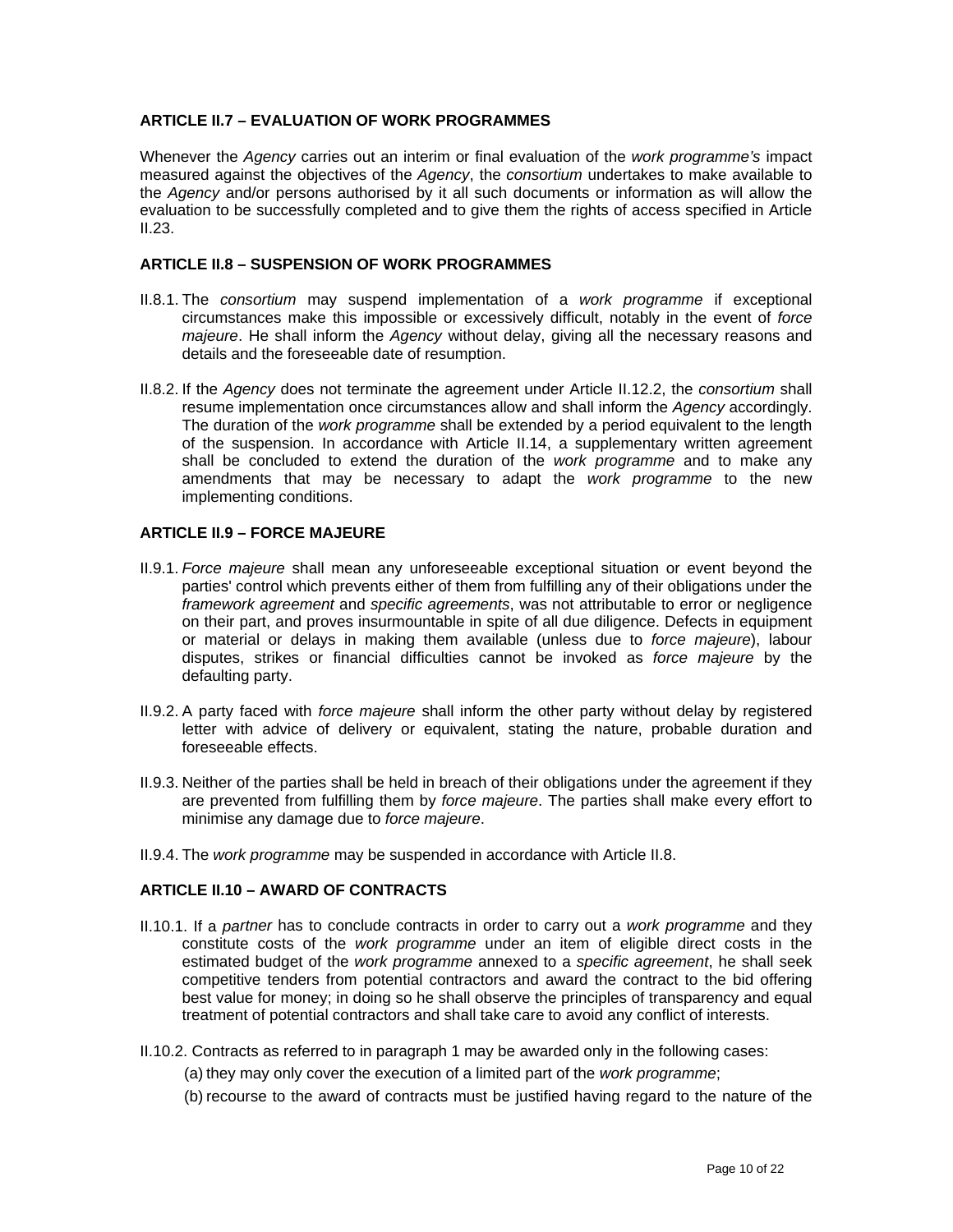### ARTICLE II.7 – EVALUATION OF WORK PROGRAMMES

Whenever the *Agency* carries out an interim or final evaluation of the *work programme's* impact measured against the objectives of the *Agency*, the *consortium* undertakes to make available to the *Agency* and/or persons authorised by it all such documents or information as will allow the evaluation to be successfully completed and to give them the rights of access specified in Article II.23.

### ARTICLE II.8 – SUSPENSION OF WORK PROGRAMMES

II.8.1. The *consortium* may suspend implementation of a *work programme* if exceptional circumstances make this impossible or excessively difficult, notably in the event of *force majeure*. He shall inform the *Agency* without delay, giving all the necessary reasons and details and the foreseeable date of resumption.

II.8.2. If the *Agency* does not terminate the agreement under Article II.12.2, the *consortium* shall resume implementation once circumstances allow and shall inform the *Agency* accordingly. The duration of the *work programme* shall be extended by a period equivalent to the length of the suspension. In accordance with Article II.14, a supplementary written agreement shall be concluded to extend the duration of the *work programme* and to make any amendments that may be necessary to adapt the *work programme* to the new implementing conditions.

### ARTICLE II.9 – FORCE MAJEURE

II.9.1. *Force majeure* shall mean any unforeseeable exceptional situation or event beyond the parties' control which prevents either of them from fulfilling any of their obligations under the *framework agreement* and *specific agreements*, was not attributable to error or negligence on their part, and proves insurmountable in spite of all due diligence. Defects in equipment or material or delays in making them available (unless due to *force majeure*), labour disputes, strikes or financial difficulties cannot be invoked as *force majeure* by the defaulting party.

II.9.2. A party faced with *force majeure* shall inform the other party without delay by registered letter with advice of delivery or equivalent, stating the nature, probable duration and foreseeable effects.

II.9.3. Neither of the parties shall be held in breach of their obligations under the agreement if they are prevented from fulfilling them by *force majeure*. The parties shall make every effort to minimise any damage due to *force majeure*.

II.9.4. The *work programme* may be suspended in accordance with Article II.8.

### ARTICLE II.10 – AWARD OF CONTRACTS

II.10.1. If a *partner* has to conclude contracts in order to carry out a *work programme* and they constitute costs of the *work programme* under an item of eligible direct costs in the estimated budget of the *work programme* annexed to a *specific agreement*, he shall seek competitive tenders from potential contractors and award the contract to the bid offering best value for money; in doing so he shall observe the principles of transparency and equal treatment of potential contractors and shall take care to avoid any conflict of interests.

II.10.2. Contracts as referred to in paragraph 1 may be awarded only in the following cases:

(a) they may only cover the execution of a limited part of the *work programme*;

(b) recourse to the award of contracts must be justified having regard to the nature of the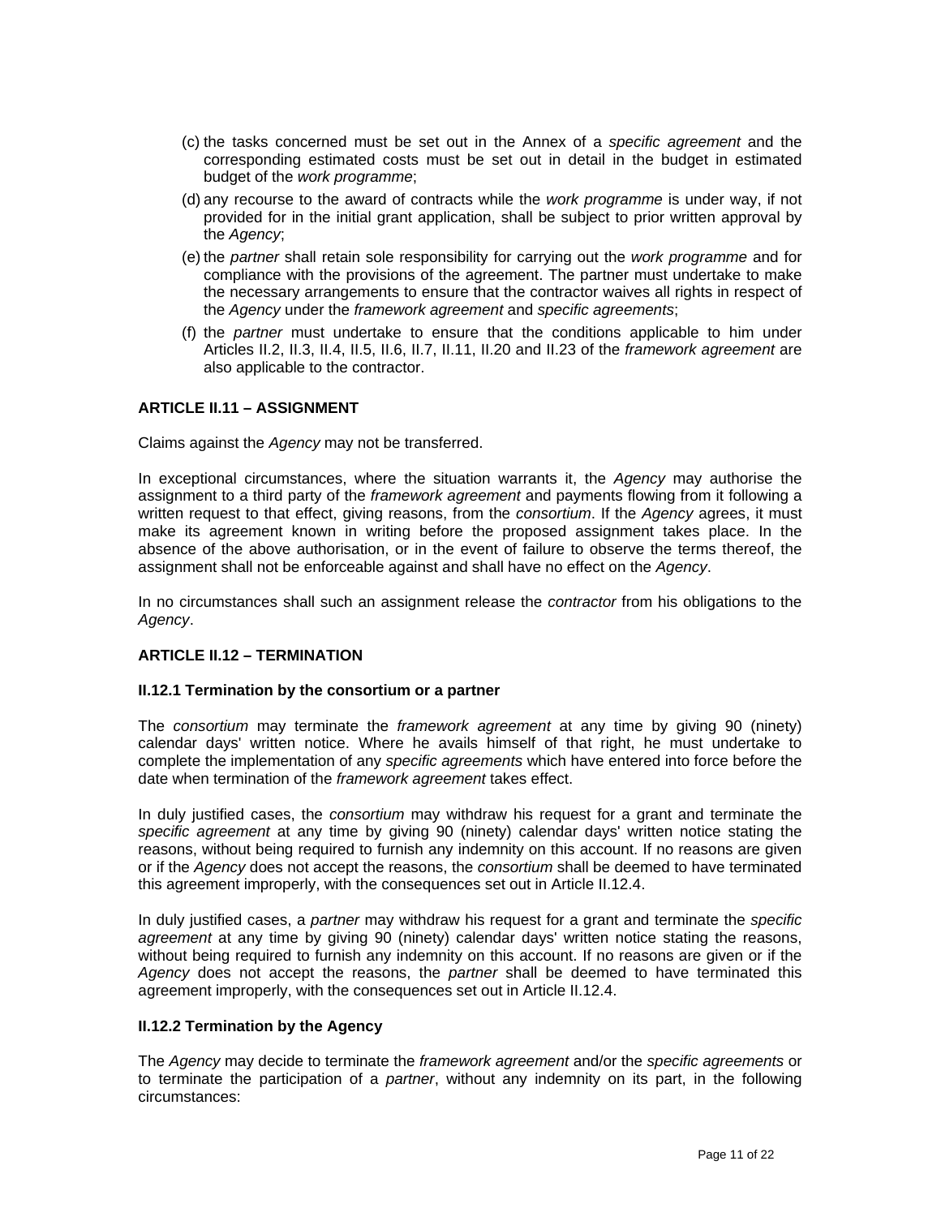(c) the tasks concerned must be set out in the Annex of a *specific agreement* and the corresponding estimated costs must be set out in detail in the budget in estimated budget of the *work programme*;

(d) any recourse to the award of contracts while the *work programme* is under way, if not provided for in the initial grant application, shall be subject to prior written approval by the *Agency*;

(e) the *partner* shall retain sole responsibility for carrying out the *work programme* and for compliance with the provisions of the agreement. The partner must undertake to make the necessary arrangements to ensure that the contractor waives all rights in respect of the *Agency* under the *framework agreement* and *specific agreements*;

(f) the *partner* must undertake to ensure that the conditions applicable to him under Articles II.2, II.3, II.4, II.5, II.6, II.7, II.11, II.20 and II.23 of the *framework agreement* are also applicable to the contractor.

### ARTICLE II.11 – ASSIGNMENT

Claims against the *Agency* may not be transferred.

In exceptional circumstances, where the situation warrants it, the *Agency* may authorise the assignment to a third party of the *framework agreement* and payments flowing from it following a written request to that effect, giving reasons, from the *consortium*. If the *Agency* agrees, it must make its agreement known in writing before the proposed assignment takes place. In the absence of the above authorisation, or in the event of failure to observe the terms thereof, the assignment shall not be enforceable against and shall have no effect on the *Agency*.

In no circumstances shall such an assignment release the *contractor* from his obligations to the *Agency*.

### ARTICLE II.12 – TERMINATION

#### II.12.1 Termination by the consortium or a partner

The *consortium* may terminate the *framework agreement* at any time by giving 90 (ninety) calendar days' written notice. Where he avails himself of that right, he must undertake to complete the implementation of any *specific agreements* which have entered into force before the date when termination of the *framework agreement* takes effect.

In duly justified cases, the *consortium* may withdraw his request for a grant and terminate the *specific agreement* at any time by giving 90 (ninety) calendar days' written notice stating the reasons, without being required to furnish any indemnity on this account. If no reasons are given or if the *Agency* does not accept the reasons, the *consortium* shall be deemed to have terminated this agreement improperly, with the consequences set out in Article II.12.4.

In duly justified cases, a *partner* may withdraw his request for a grant and terminate the *specific agreement* at any time by giving 90 (ninety) calendar days' written notice stating the reasons, without being required to furnish any indemnity on this account. If no reasons are given or if the *Agency* does not accept the reasons, the *partner* shall be deemed to have terminated this agreement improperly, with the consequences set out in Article II.12.4.

#### II.12.2 Termination by the Agency

The *Agency* may decide to terminate the *framework agreement* and/or the *specific agreements* or to terminate the participation of a *partner*, without any indemnity on its part, in the following circumstances: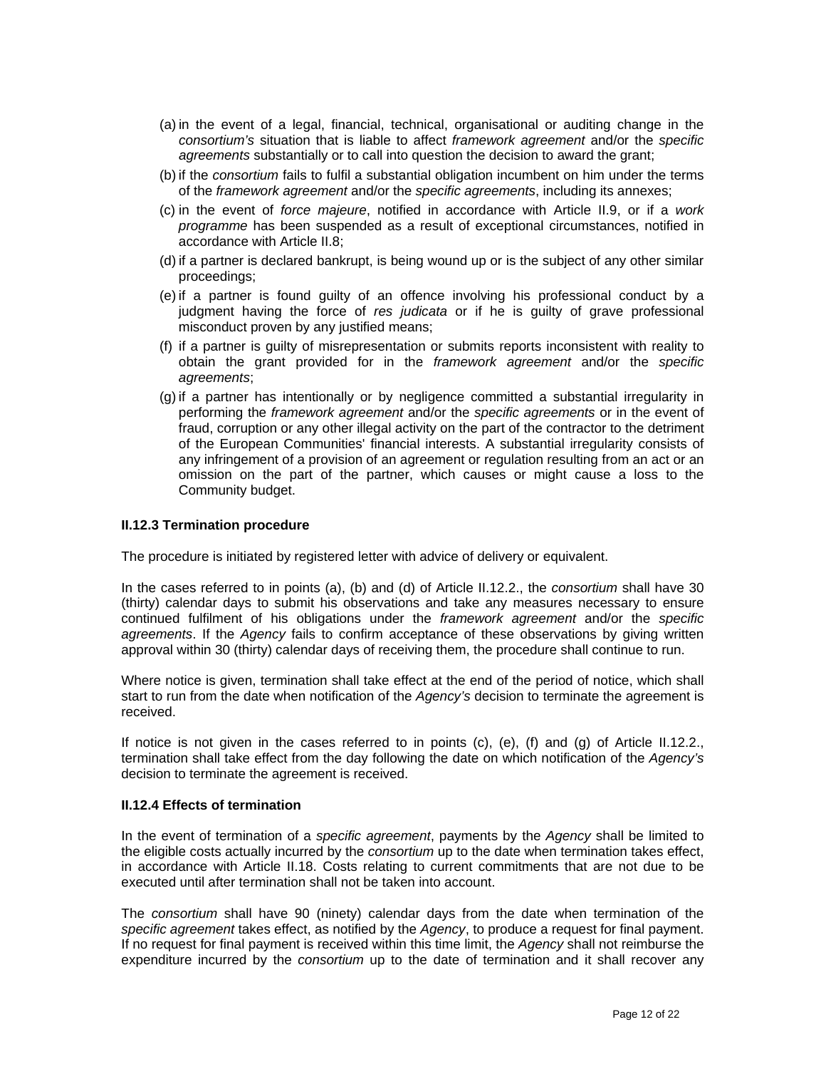(a) in the event of a legal, financial, technical, organisational or auditing change in the *consortium's* situation that is liable to affect *framework agreement* and/or the *specific agreements* substantially or to call into question the decision to award the grant;

(b) if the *consortium* fails to fulfil a substantial obligation incumbent on him under the terms of the *framework agreement* and/or the *specific agreements*, including its annexes;

(c) in the event of *force majeure*, notified in accordance with Article II.9, or if a *work programme* has been suspended as a result of exceptional circumstances, notified in accordance with Article II.8;

(d) if a partner is declared bankrupt, is being wound up or is the subject of any other similar proceedings;

(e) if a partner is found guilty of an offence involving his professional conduct by a judgment having the force of *res judicata* or if he is guilty of grave professional misconduct proven by any justified means;

(f) if a partner is guilty of misrepresentation or submits reports inconsistent with reality to obtain the grant provided for in the *framework agreement* and/or the *specific agreements*;

(g) if a partner has intentionally or by negligence committed a substantial irregularity in performing the *framework agreement* and/or the *specific agreements* or in the event of fraud, corruption or any other illegal activity on the part of the contractor to the detriment of the European Communities' financial interests. A substantial irregularity consists of any infringement of a provision of an agreement or regulation resulting from an act or an omission on the part of the partner, which causes or might cause a loss to the Community budget.

**II.12.3 Termination procedure**

The procedure is initiated by registered letter with advice of delivery or equivalent.

In the cases referred to in points (a), (b) and (d) of Article II.12.2., the *consortium* shall have 30 (thirty) calendar days to submit his observations and take any measures necessary to ensure continued fulfilment of his obligations under the *framework agreement* and/or the *specific agreements*. If the *Agency* fails to confirm acceptance of these observations by giving written approval within 30 (thirty) calendar days of receiving them, the procedure shall continue to run.

Where notice is given, termination shall take effect at the end of the period of notice, which shall start to run from the date when notification of the *Agency's* decision to terminate the agreement is received.

If notice is not given in the cases referred to in points (c), (e), (f) and (g) of Article II.12.2., termination shall take effect from the day following the date on which notification of the *Agency's* decision to terminate the agreement is received.

**II.12.4 Effects of termination**

In the event of termination of a *specific agreement*, payments by the *Agency* shall be limited to the eligible costs actually incurred by the *consortium* up to the date when termination takes effect, in accordance with Article II.18. Costs relating to current commitments that are not due to be executed until after termination shall not be taken into account.

The *consortium* shall have 90 (ninety) calendar days from the date when termination of the *specific agreement* takes effect, as notified by the *Agency*, to produce a request for final payment. If no request for final payment is received within this time limit, the *Agency* shall not reimburse the expenditure incurred by the *consortium* up to the date of termination and it shall recover any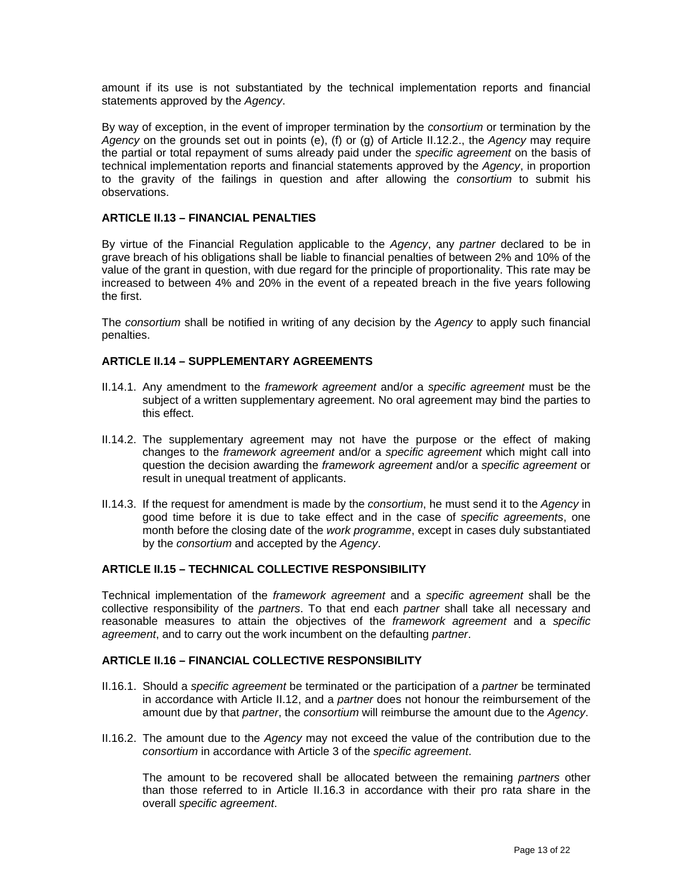amount if its use is not substantiated by the technical implementation reports and financial statements approved by the *Agency*.

By way of exception, in the event of improper termination by the *consortium* or termination by the *Agency* on the grounds set out in points (e), (f) or (g) of Article II.12.2., the *Agency* may require the partial or total repayment of sums already paid under the *specific agreement* on the basis of technical implementation reports and financial statements approved by the *Agency*, in proportion to the gravity of the failings in question and after allowing the *consortium* to submit his observations.

### ARTICLE II.13 – FINANCIAL PENALTIES

By virtue of the Financial Regulation applicable to the *Agency*, any *partner* declared to be in grave breach of his obligations shall be liable to financial penalties of between 2% and 10% of the value of the grant in question, with due regard for the principle of proportionality. This rate may be increased to between 4% and 20% in the event of a repeated breach in the five years following the first.

The *consortium* shall be notified in writing of any decision by the *Agency* to apply such financial penalties.

### ARTICLE II.14 – SUPPLEMENTARY AGREEMENTS

II.14.1. Any amendment to the *framework agreement* and/or a *specific agreement* must be the subject of a written supplementary agreement. No oral agreement may bind the parties to this effect.

II.14.2. The supplementary agreement may not have the purpose or the effect of making changes to the *framework agreement* and/or a *specific agreement* which might call into question the decision awarding the *framework agreement* and/or a *specific agreement* or result in unequal treatment of applicants.

II.14.3. If the request for amendment is made by the *consortium*, he must send it to the *Agency* in good time before it is due to take effect and in the case of *specific agreements*, one month before the closing date of the *work programme*, except in cases duly substantiated by the *consortium* and accepted by the *Agency*.

### ARTICLE II.15 – TECHNICAL COLLECTIVE RESPONSIBILITY

Technical implementation of the *framework agreement* and a *specific agreement* shall be the collective responsibility of the *partners*. To that end each *partner* shall take all necessary and reasonable measures to attain the objectives of the *framework agreement* and a *specific agreement*, and to carry out the work incumbent on the defaulting *partner*.

### ARTICLE II.16 – FINANCIAL COLLECTIVE RESPONSIBILITY

II.16.1. Should a *specific agreement* be terminated or the participation of a *partner* be terminated in accordance with Article II.12, and a *partner* does not honour the reimbursement of the amount due by that *partner*, the *consortium* will reimburse the amount due to the *Agency*.

II.16.2. The amount due to the *Agency* may not exceed the value of the contribution due to the *consortium* in accordance with Article 3 of the *specific agreement*.

The amount to be recovered shall be allocated between the remaining *partners* other than those referred to in Article II.16.3 in accordance with their pro rata share in the overall *specific agreement*.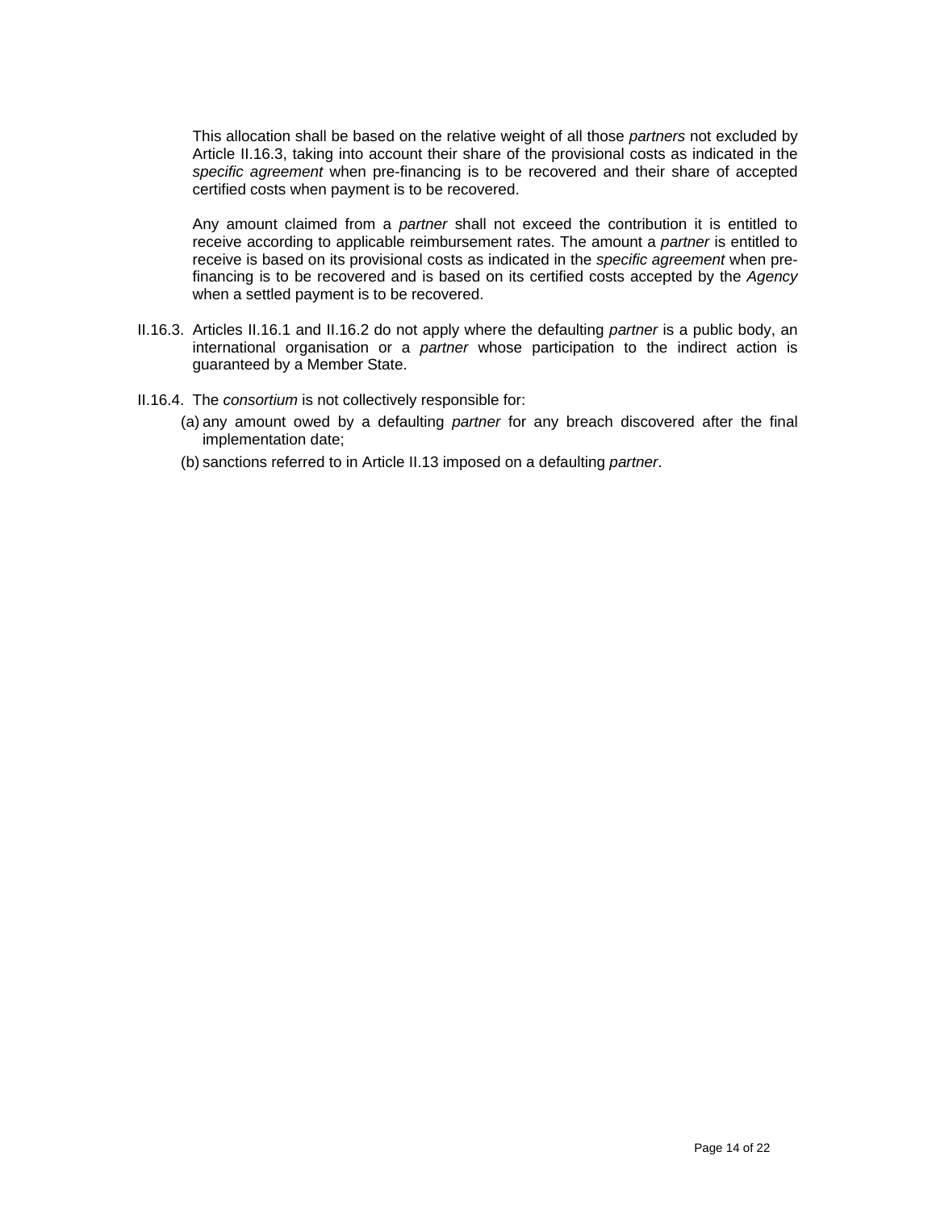This allocation shall be based on the relative weight of all those *partners* not excluded by Article II.16.3, taking into account their share of the provisional costs as indicated in the *specific agreement* when pre-financing is to be recovered and their share of accepted certified costs when payment is to be recovered.

Any amount claimed from a *partner* shall not exceed the contribution it is entitled to receive according to applicable reimbursement rates. The amount a *partner* is entitled to receive is based on its provisional costs as indicated in the *specific agreement* when pre-financing is to be recovered and is based on its certified costs accepted by the *Agency* when a settled payment is to be recovered.

II.16.3. Articles II.16.1 and II.16.2 do not apply where the defaulting *partner* is a public body, an international organisation or a *partner* whose participation to the indirect action is guaranteed by a Member State.

II.16.4. The *consortium* is not collectively responsible for:

(a) any amount owed by a defaulting *partner* for any breach discovered after the final implementation date;

(b) sanctions referred to in Article II.13 imposed on a defaulting *partner*.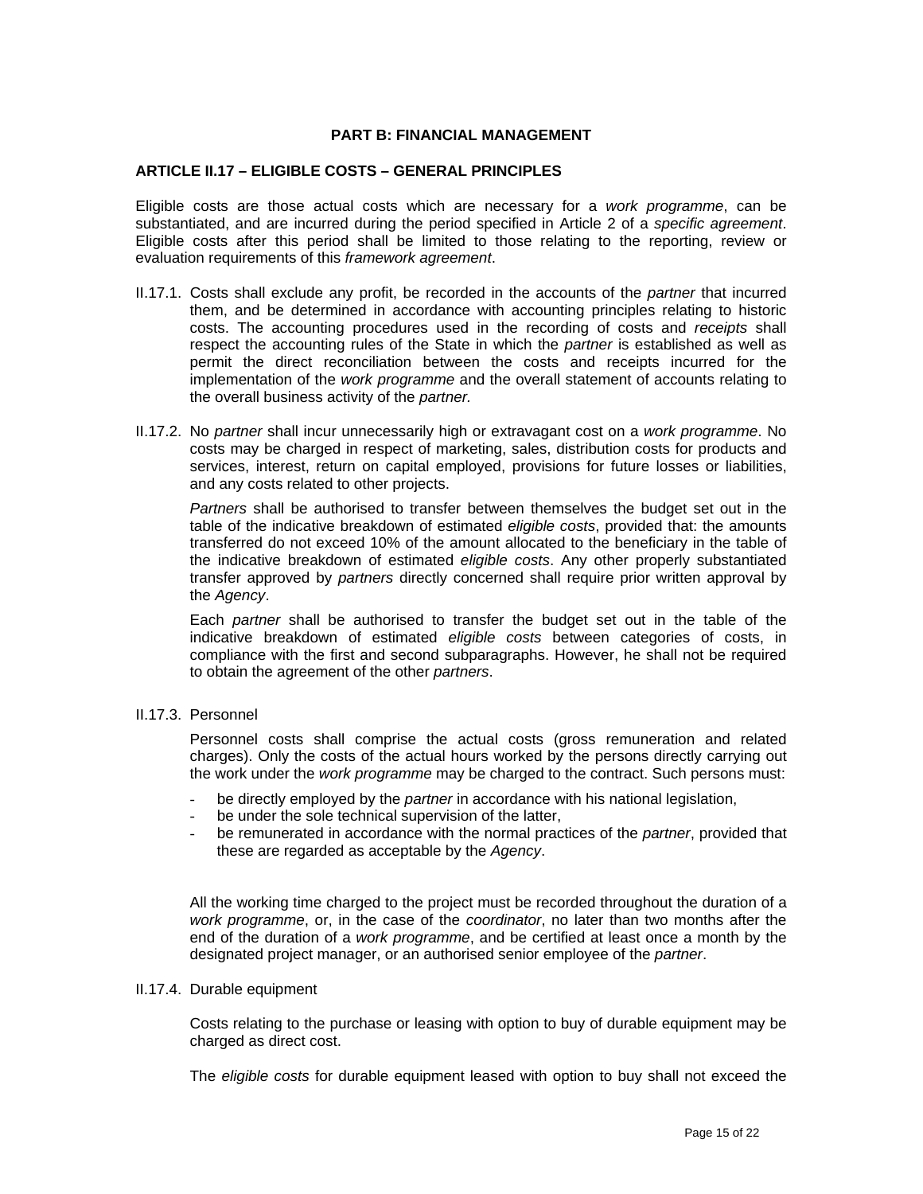## PART B: FINANCIAL MANAGEMENT

### ARTICLE II.17 – ELIGIBLE COSTS – GENERAL PRINCIPLES

Eligible costs are those actual costs which are necessary for a *work programme*, can be substantiated, and are incurred during the period specified in Article 2 of a *specific agreement*. Eligible costs after this period shall be limited to those relating to the reporting, review or evaluation requirements of this *framework agreement*.

II.17.1. Costs shall exclude any profit, be recorded in the accounts of the *partner* that incurred them, and be determined in accordance with accounting principles relating to historic costs. The accounting procedures used in the recording of costs and *receipts* shall respect the accounting rules of the State in which the *partner* is established as well as permit the direct reconciliation between the costs and receipts incurred for the implementation of the *work programme* and the overall statement of accounts relating to the overall business activity of the *partner.*

II.17.2. No *partner* shall incur unnecessarily high or extravagant cost on a *work programme*. No costs may be charged in respect of marketing, sales, distribution costs for products and services, interest, return on capital employed, provisions for future losses or liabilities, and any costs related to other projects.

*Partners* shall be authorised to transfer between themselves the budget set out in the table of the indicative breakdown of estimated *eligible costs*, provided that: the amounts transferred do not exceed 10% of the amount allocated to the beneficiary in the table of the indicative breakdown of estimated *eligible costs*. Any other properly substantiated transfer approved by *partners* directly concerned shall require prior written approval by the *Agency*.

Each *partner* shall be authorised to transfer the budget set out in the table of the indicative breakdown of estimated *eligible costs* between categories of costs, in compliance with the first and second subparagraphs. However, he shall not be required to obtain the agreement of the other *partners*.

II.17.3. Personnel

Personnel costs shall comprise the actual costs (gross remuneration and related charges). Only the costs of the actual hours worked by the persons directly carrying out the work under the *work programme* may be charged to the contract. Such persons must:

- be directly employed by the *partner* in accordance with his national legislation,
- be under the sole technical supervision of the latter,
- be remunerated in accordance with the normal practices of the *partner*, provided that these are regarded as acceptable by the *Agency*.

All the working time charged to the project must be recorded throughout the duration of a *work programme*, or, in the case of the *coordinator*, no later than two months after the end of the duration of a *work programme*, and be certified at least once a month by the designated project manager, or an authorised senior employee of the *partner*.

II.17.4. Durable equipment

Costs relating to the purchase or leasing with option to buy of durable equipment may be charged as direct cost.

The *eligible costs* for durable equipment leased with option to buy shall not exceed the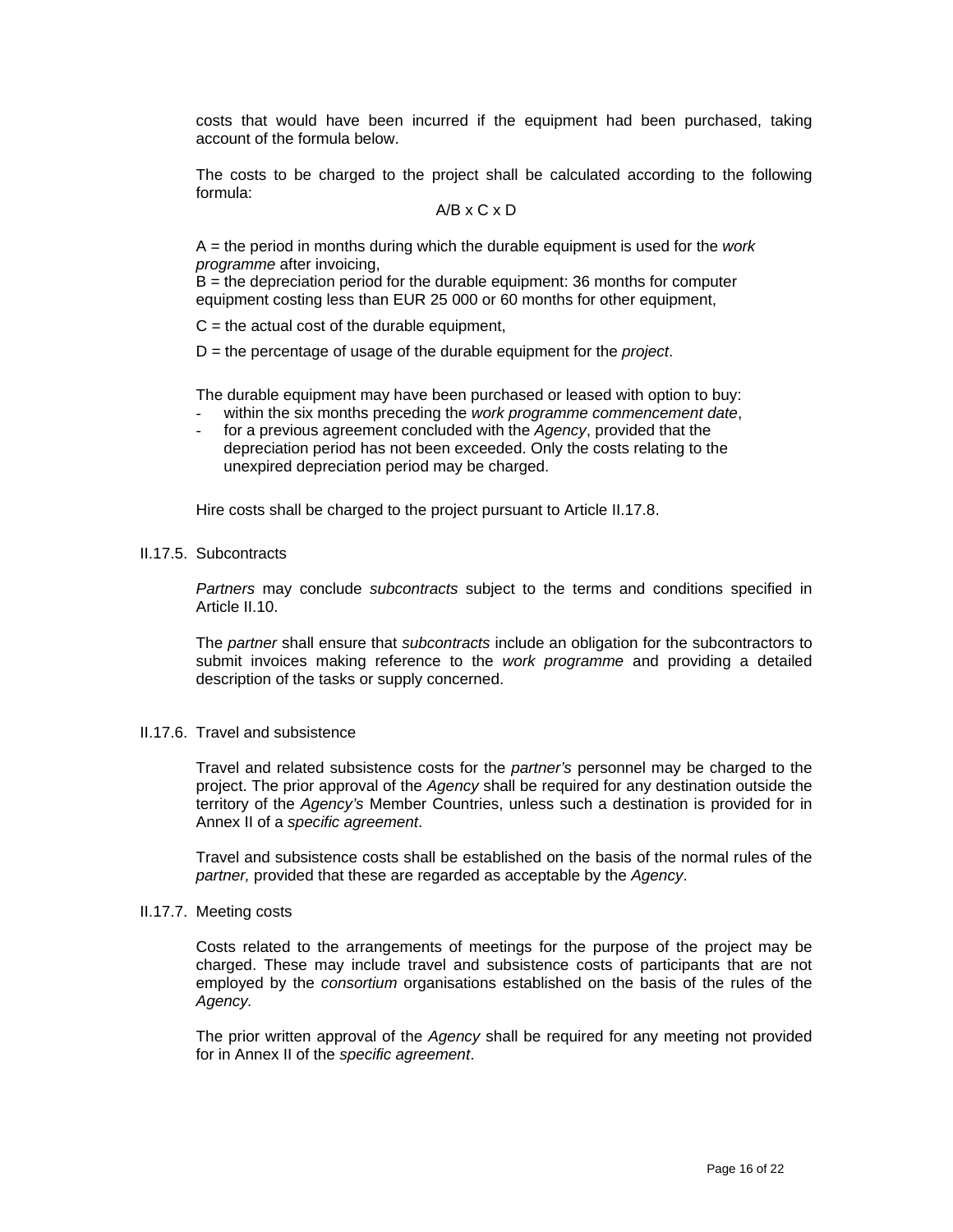costs that would have been incurred if the equipment had been purchased, taking account of the formula below.

The costs to be charged to the project shall be calculated according to the following formula:

$$A/B \times C \times D$$

A = the period in months during which the durable equipment is used for the *work programme* after invoicing,
B = the depreciation period for the durable equipment: 36 months for computer equipment costing less than EUR 25 000 or 60 months for other equipment,

C = the actual cost of the durable equipment,

D = the percentage of usage of the durable equipment for the *project*.

The durable equipment may have been purchased or leased with option to buy:

- within the six months preceding the *work programme commencement date*,
- for a previous agreement concluded with the *Agency*, provided that the depreciation period has not been exceeded. Only the costs relating to the unexpired depreciation period may be charged.

Hire costs shall be charged to the project pursuant to Article II.17.8.

II.17.5. Subcontracts

*Partners* may conclude *subcontracts* subject to the terms and conditions specified in Article II.10.

The *partner* shall ensure that *subcontracts* include an obligation for the subcontractors to submit invoices making reference to the *work programme* and providing a detailed description of the tasks or supply concerned.

II.17.6. Travel and subsistence

Travel and related subsistence costs for the *partner's* personnel may be charged to the project. The prior approval of the *Agency* shall be required for any destination outside the territory of the *Agency's* Member Countries, unless such a destination is provided for in Annex II of a *specific agreement*.

Travel and subsistence costs shall be established on the basis of the normal rules of the *partner,* provided that these are regarded as acceptable by the *Agency*.

II.17.7. Meeting costs

Costs related to the arrangements of meetings for the purpose of the project may be charged. These may include travel and subsistence costs of participants that are not employed by the *consortium* organisations established on the basis of the rules of the *Agency.*

The prior written approval of the *Agency* shall be required for any meeting not provided for in Annex II of the *specific agreement*.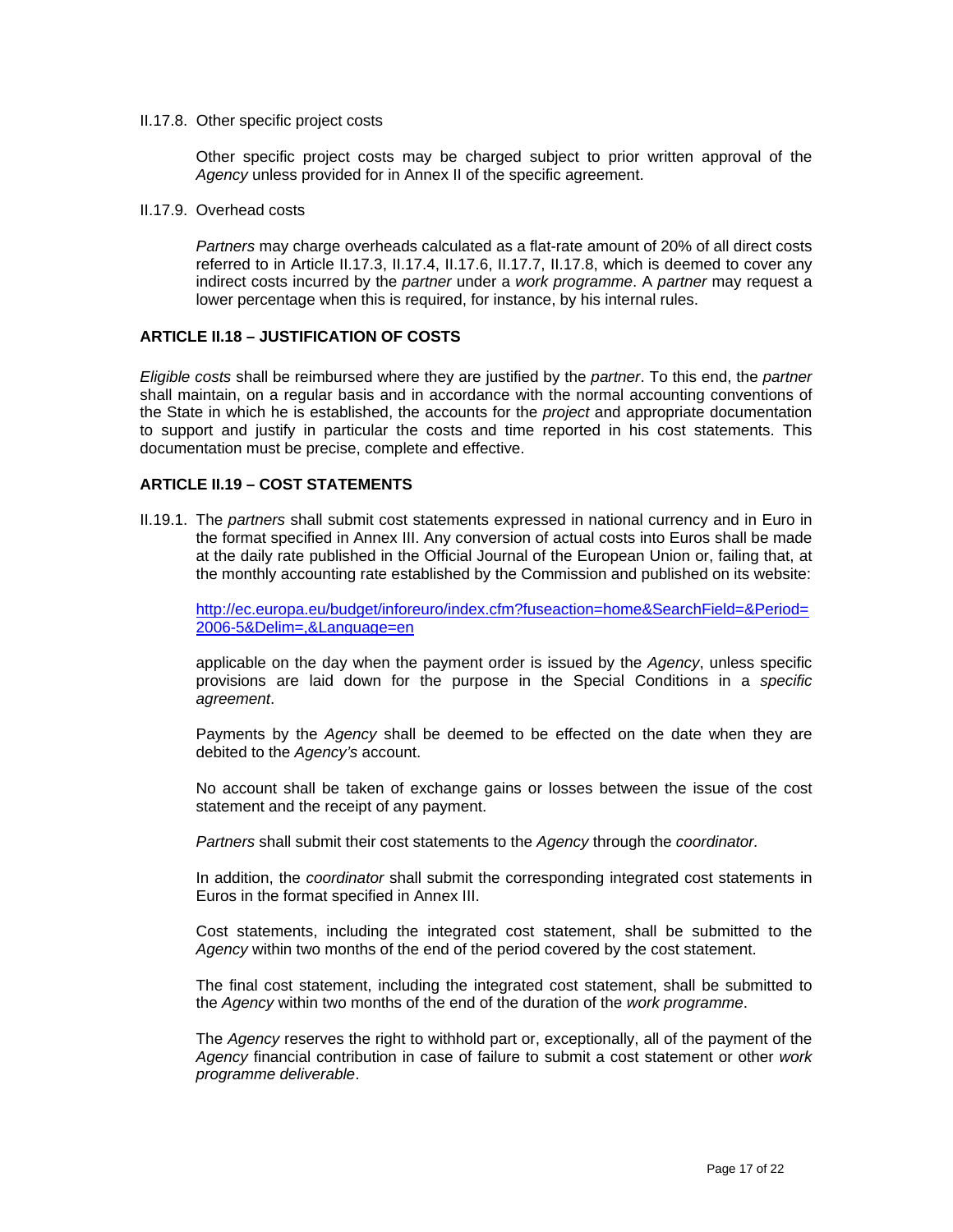II.17.8. Other specific project costs

Other specific project costs may be charged subject to prior written approval of the *Agency* unless provided for in Annex II of the specific agreement.

II.17.9. Overhead costs

*Partners* may charge overheads calculated as a flat-rate amount of 20% of all direct costs referred to in Article II.17.3, II.17.4, II.17.6, II.17.7, II.17.8, which is deemed to cover any indirect costs incurred by the *partner* under a *work programme*. A *partner* may request a lower percentage when this is required, for instance, by his internal rules.

**ARTICLE II.18 – JUSTIFICATION OF COSTS**

*Eligible costs* shall be reimbursed where they are justified by the *partner*. To this end, the *partner* shall maintain, on a regular basis and in accordance with the normal accounting conventions of the State in which he is established, the accounts for the *project* and appropriate documentation to support and justify in particular the costs and time reported in his cost statements. This documentation must be precise, complete and effective.

**ARTICLE II.19 – COST STATEMENTS**

II.19.1. The *partners* shall submit cost statements expressed in national currency and in Euro in the format specified in Annex III. Any conversion of actual costs into Euros shall be made at the daily rate published in the Official Journal of the European Union or, failing that, at the monthly accounting rate established by the Commission and published on its website:

[http://ec.europa.eu/budget/inforeuro/index.cfm?fuseaction=home&SearchField=&Period=2006-5&Delim=,&Language=en](http://ec.europa.eu/budget/inforeuro/index.cfm?fuseaction=home&SearchField=&Period=2006-5&Delim=,&Language=en)

applicable on the day when the payment order is issued by the *Agency*, unless specific provisions are laid down for the purpose in the Special Conditions in a *specific agreement*.

Payments by the *Agency* shall be deemed to be effected on the date when they are debited to the *Agency's* account.

No account shall be taken of exchange gains or losses between the issue of the cost statement and the receipt of any payment.

*Partners* shall submit their cost statements to the *Agency* through the *coordinator.*

In addition, the *coordinator* shall submit the corresponding integrated cost statements in Euros in the format specified in Annex III.

Cost statements, including the integrated cost statement, shall be submitted to the *Agency* within two months of the end of the period covered by the cost statement.

The final cost statement, including the integrated cost statement, shall be submitted to the *Agency* within two months of the end of the duration of the *work programme*.

The *Agency* reserves the right to withhold part or, exceptionally, all of the payment of the *Agency* financial contribution in case of failure to submit a cost statement or other *work programme deliverable*.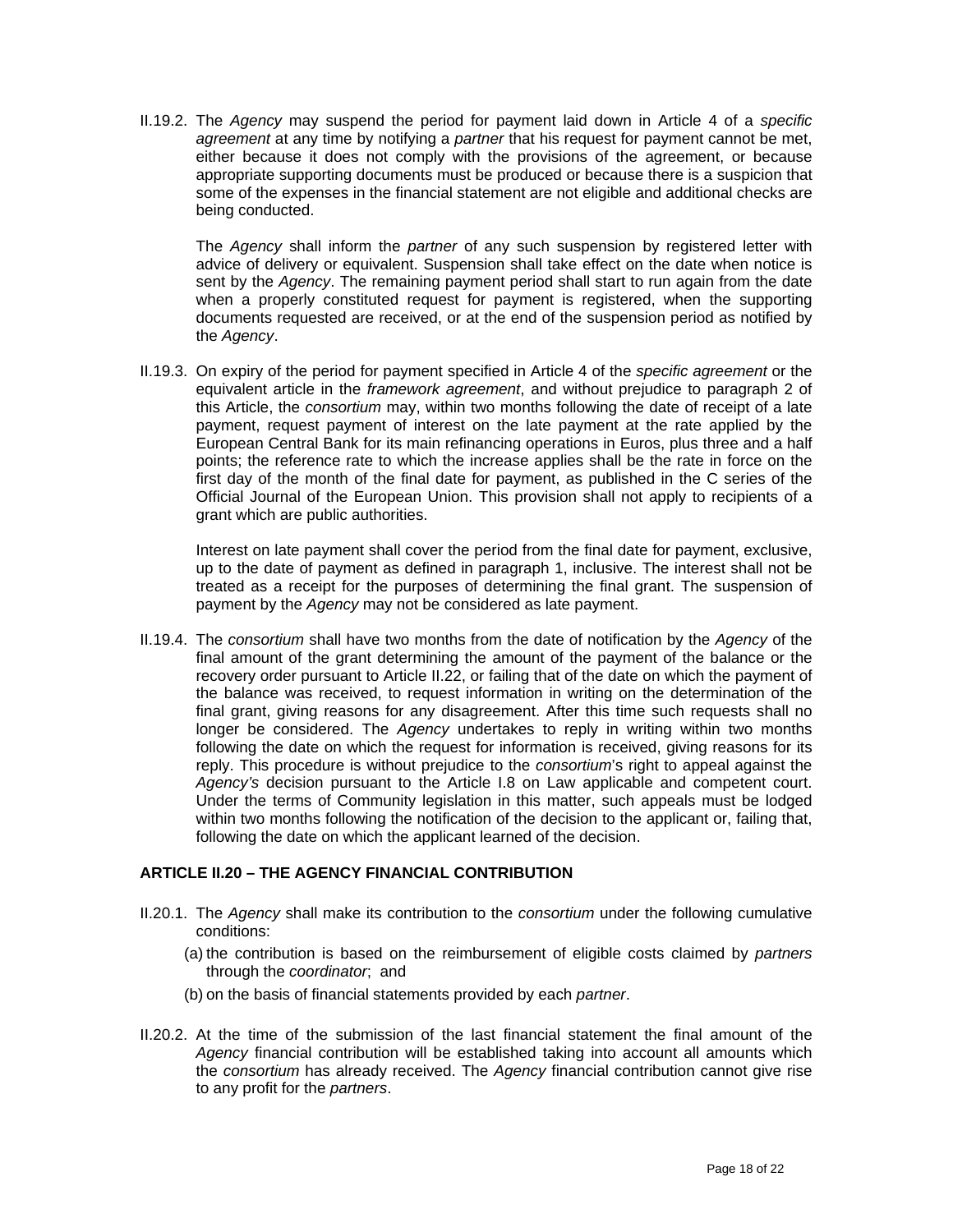II.19.2. The *Agency* may suspend the period for payment laid down in Article 4 of a *specific agreement* at any time by notifying a *partner* that his request for payment cannot be met, either because it does not comply with the provisions of the agreement, or because appropriate supporting documents must be produced or because there is a suspicion that some of the expenses in the financial statement are not eligible and additional checks are being conducted.

The *Agency* shall inform the *partner* of any such suspension by registered letter with advice of delivery or equivalent. Suspension shall take effect on the date when notice is sent by the *Agency*. The remaining payment period shall start to run again from the date when a properly constituted request for payment is registered, when the supporting documents requested are received, or at the end of the suspension period as notified by the *Agency*.

II.19.3. On expiry of the period for payment specified in Article 4 of the *specific agreement* or the equivalent article in the *framework agreement*, and without prejudice to paragraph 2 of this Article, the *consortium* may, within two months following the date of receipt of a late payment, request payment of interest on the late payment at the rate applied by the European Central Bank for its main refinancing operations in Euros, plus three and a half points; the reference rate to which the increase applies shall be the rate in force on the first day of the month of the final date for payment, as published in the C series of the Official Journal of the European Union. This provision shall not apply to recipients of a grant which are public authorities.

Interest on late payment shall cover the period from the final date for payment, exclusive, up to the date of payment as defined in paragraph 1, inclusive. The interest shall not be treated as a receipt for the purposes of determining the final grant. The suspension of payment by the *Agency* may not be considered as late payment.

II.19.4. The *consortium* shall have two months from the date of notification by the *Agency* of the final amount of the grant determining the amount of the payment of the balance or the recovery order pursuant to Article II.22, or failing that of the date on which the payment of the balance was received, to request information in writing on the determination of the final grant, giving reasons for any disagreement. After this time such requests shall no longer be considered. The *Agency* undertakes to reply in writing within two months following the date on which the request for information is received, giving reasons for its reply. This procedure is without prejudice to the *consortium*'s right to appeal against the *Agency's* decision pursuant to the Article I.8 on Law applicable and competent court. Under the terms of Community legislation in this matter, such appeals must be lodged within two months following the notification of the decision to the applicant or, failing that, following the date on which the applicant learned of the decision.

### ARTICLE II.20 – THE AGENCY FINANCIAL CONTRIBUTION

II.20.1. The *Agency* shall make its contribution to the *consortium* under the following cumulative conditions:

(a) the contribution is based on the reimbursement of eligible costs claimed by *partners* through the *coordinator*; and

(b) on the basis of financial statements provided by each *partner*.

II.20.2. At the time of the submission of the last financial statement the final amount of the *Agency* financial contribution will be established taking into account all amounts which the *consortium* has already received. The *Agency* financial contribution cannot give rise to any profit for the *partners*.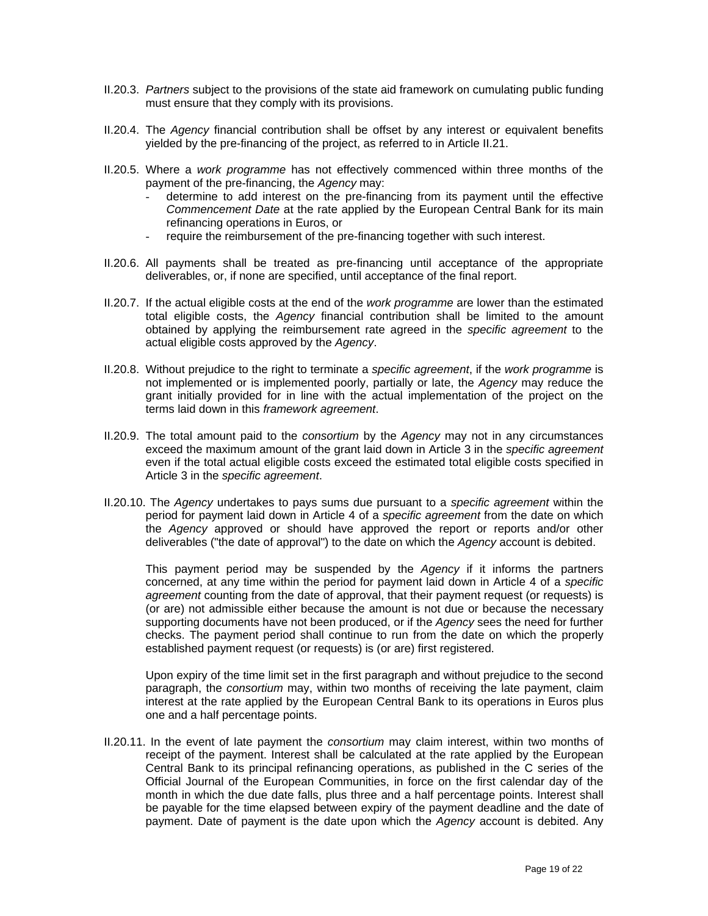II.20.3. *Partners* subject to the provisions of the state aid framework on cumulating public funding must ensure that they comply with its provisions.

II.20.4. The *Agency* financial contribution shall be offset by any interest or equivalent benefits yielded by the pre-financing of the project, as referred to in Article II.21.

II.20.5. Where a *work programme* has not effectively commenced within three months of the payment of the pre-financing, the *Agency* may:

- determine to add interest on the pre-financing from its payment until the effective *Commencement Date* at the rate applied by the European Central Bank for its main refinancing operations in Euros, or
- require the reimbursement of the pre-financing together with such interest.

II.20.6. All payments shall be treated as pre-financing until acceptance of the appropriate deliverables, or, if none are specified, until acceptance of the final report.

II.20.7. If the actual eligible costs at the end of the *work programme* are lower than the estimated total eligible costs, the *Agency* financial contribution shall be limited to the amount obtained by applying the reimbursement rate agreed in the *specific agreement* to the actual eligible costs approved by the *Agency*.

II.20.8. Without prejudice to the right to terminate a *specific agreement*, if the *work programme* is not implemented or is implemented poorly, partially or late, the *Agency* may reduce the grant initially provided for in line with the actual implementation of the project on the terms laid down in this *framework agreement*.

II.20.9. The total amount paid to the *consortium* by the *Agency* may not in any circumstances exceed the maximum amount of the grant laid down in Article 3 in the *specific agreement* even if the total actual eligible costs exceed the estimated total eligible costs specified in Article 3 in the *specific agreement*.

II.20.10. The *Agency* undertakes to pays sums due pursuant to a *specific agreement* within the period for payment laid down in Article 4 of a *specific agreement* from the date on which the *Agency* approved or should have approved the report or reports and/or other deliverables ("the date of approval") to the date on which the *Agency* account is debited.

This payment period may be suspended by the *Agency* if it informs the partners concerned, at any time within the period for payment laid down in Article 4 of a *specific agreement* counting from the date of approval, that their payment request (or requests) is (or are) not admissible either because the amount is not due or because the necessary supporting documents have not been produced, or if the *Agency* sees the need for further checks. The payment period shall continue to run from the date on which the properly established payment request (or requests) is (or are) first registered.

Upon expiry of the time limit set in the first paragraph and without prejudice to the second paragraph, the *consortium* may, within two months of receiving the late payment, claim interest at the rate applied by the European Central Bank to its operations in Euros plus one and a half percentage points.

II.20.11. In the event of late payment the *consortium* may claim interest, within two months of receipt of the payment. Interest shall be calculated at the rate applied by the European Central Bank to its principal refinancing operations, as published in the C series of the Official Journal of the European Communities, in force on the first calendar day of the month in which the due date falls, plus three and a half percentage points. Interest shall be payable for the time elapsed between expiry of the payment deadline and the date of payment. Date of payment is the date upon which the *Agency* account is debited. Any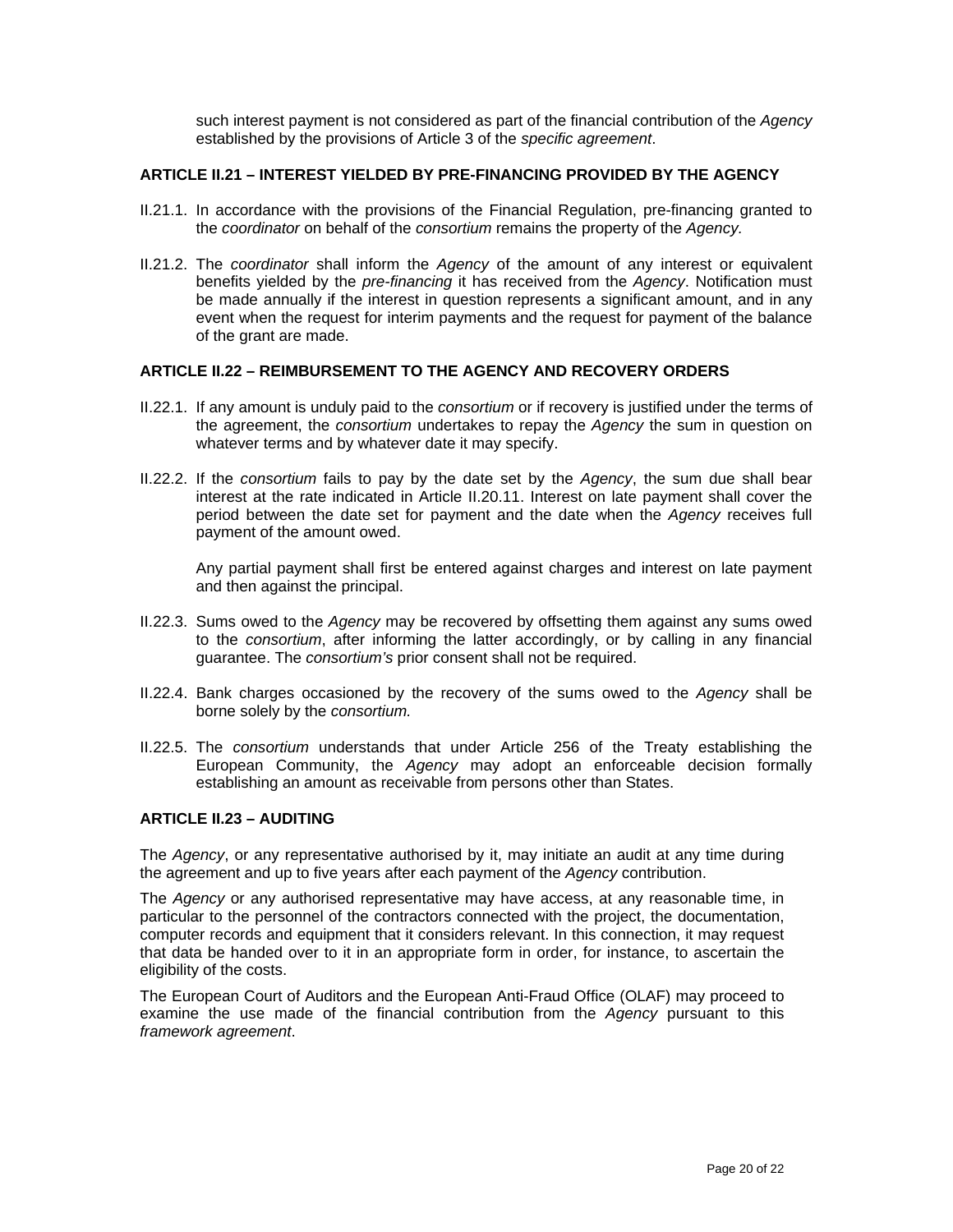such interest payment is not considered as part of the financial contribution of the *Agency* established by the provisions of Article 3 of the *specific agreement*.

**ARTICLE II.21 – INTEREST YIELDED BY PRE-FINANCING PROVIDED BY THE AGENCY**

II.21.1. In accordance with the provisions of the Financial Regulation, pre-financing granted to the *coordinator* on behalf of the *consortium* remains the property of the *Agency.*

II.21.2. The *coordinator* shall inform the *Agency* of the amount of any interest or equivalent benefits yielded by the *pre-financing* it has received from the *Agency*. Notification must be made annually if the interest in question represents a significant amount, and in any event when the request for interim payments and the request for payment of the balance of the grant are made.

**ARTICLE II.22 – REIMBURSEMENT TO THE AGENCY AND RECOVERY ORDERS**

II.22.1. If any amount is unduly paid to the *consortium* or if recovery is justified under the terms of the agreement, the *consortium* undertakes to repay the *Agency* the sum in question on whatever terms and by whatever date it may specify.

II.22.2. If the *consortium* fails to pay by the date set by the *Agency*, the sum due shall bear interest at the rate indicated in Article II.20.11. Interest on late payment shall cover the period between the date set for payment and the date when the *Agency* receives full payment of the amount owed.

Any partial payment shall first be entered against charges and interest on late payment and then against the principal.

II.22.3. Sums owed to the *Agency* may be recovered by offsetting them against any sums owed to the *consortium*, after informing the latter accordingly, or by calling in any financial guarantee. The *consortium's* prior consent shall not be required.

II.22.4. Bank charges occasioned by the recovery of the sums owed to the *Agency* shall be borne solely by the *consortium.*

II.22.5. The *consortium* understands that under Article 256 of the Treaty establishing the European Community, the *Agency* may adopt an enforceable decision formally establishing an amount as receivable from persons other than States.

**ARTICLE II.23 – AUDITING**

The *Agency*, or any representative authorised by it, may initiate an audit at any time during the agreement and up to five years after each payment of the *Agency* contribution.

The *Agency* or any authorised representative may have access, at any reasonable time, in particular to the personnel of the contractors connected with the project, the documentation, computer records and equipment that it considers relevant. In this connection, it may request that data be handed over to it in an appropriate form in order, for instance, to ascertain the eligibility of the costs.

The European Court of Auditors and the European Anti-Fraud Office (OLAF) may proceed to examine the use made of the financial contribution from the *Agency* pursuant to this *framework agreement*.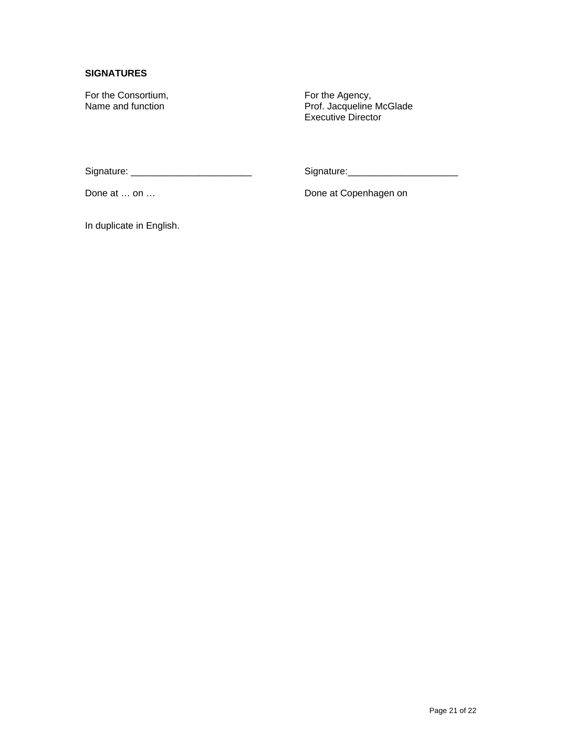**SIGNATURES**

| | |
|---|---|
| For the Consortium,<br>Name and function | For the Agency,<br>Prof. Jacqueline McGlade<br>Executive Director |
| Signature: _______________________ | Signature:____________________ |
| Done at … on … | Done at Copenhagen on |

In duplicate in English.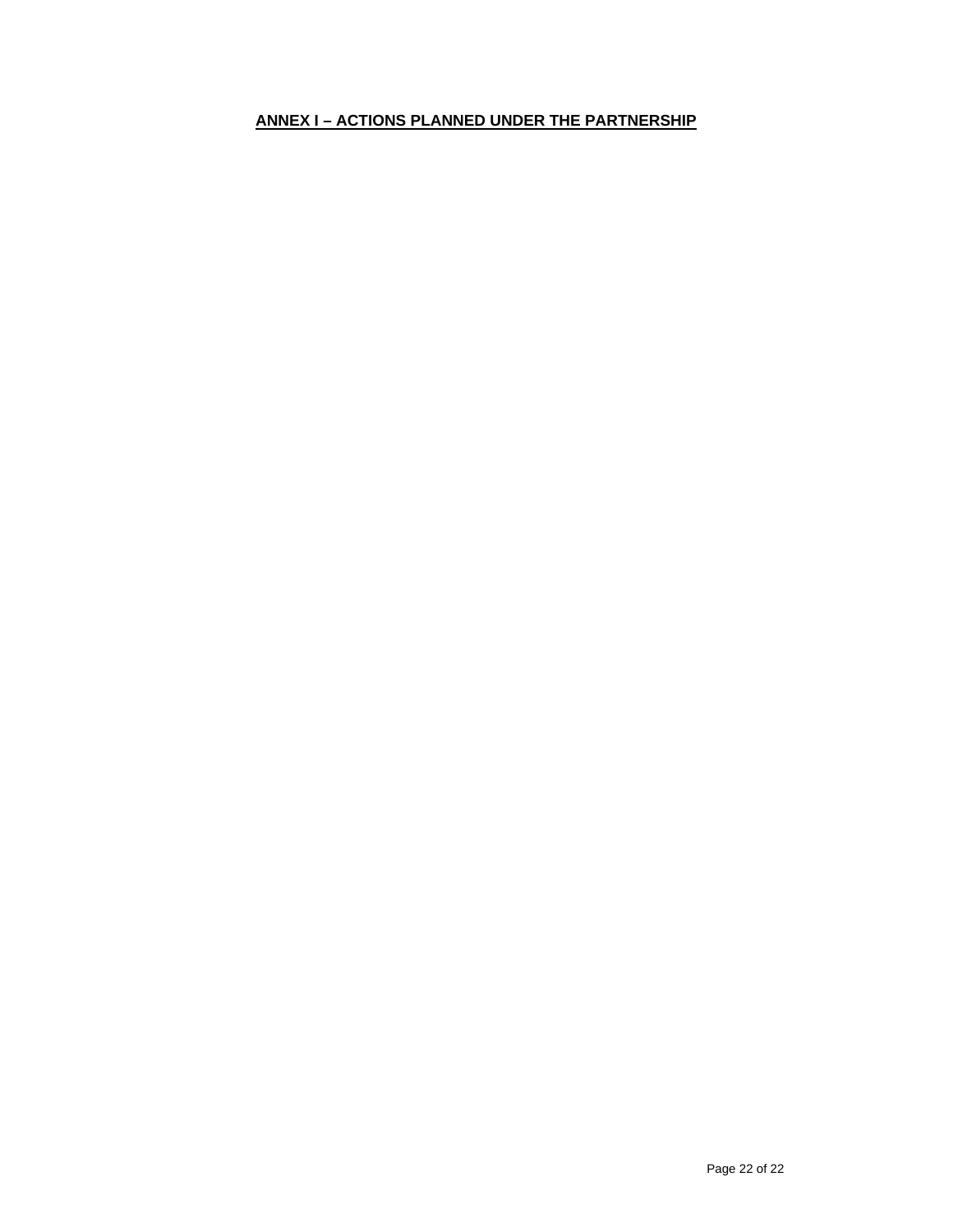**ANNEX I – ACTIONS PLANNED UNDER THE PARTNERSHIP**